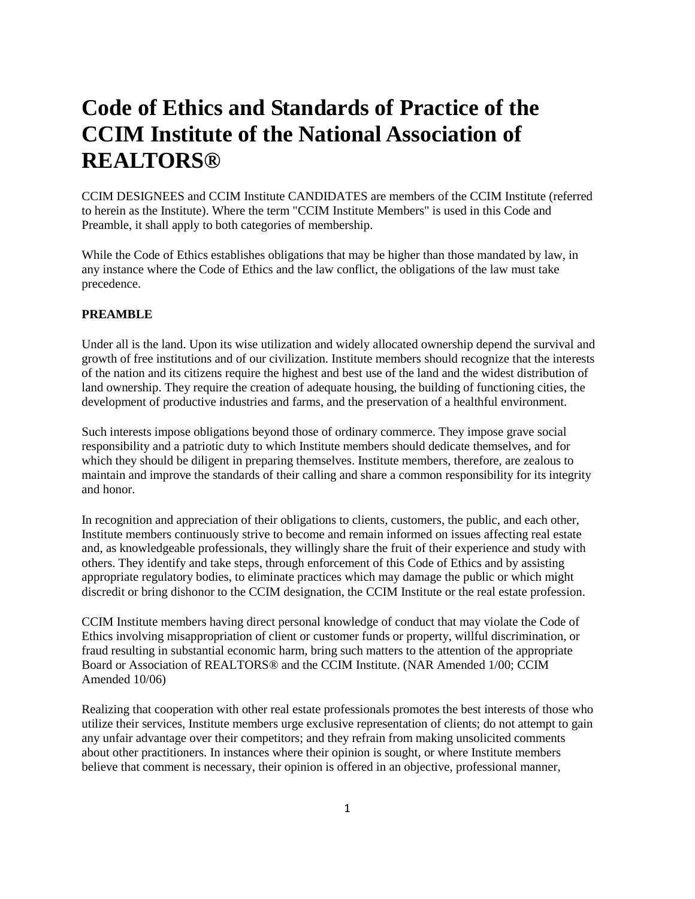# Code of Ethics and Standards of Practice of the CCIM Institute of the National Association of REALTORS®

CCIM DESIGNEES and CCIM Institute CANDIDATES are members of the CCIM Institute (referred to herein as the Institute). Where the term "CCIM Institute Members" is used in this Code and Preamble, it shall apply to both categories of membership.

While the Code of Ethics establishes obligations that may be higher than those mandated by law, in any instance where the Code of Ethics and the law conflict, the obligations of the law must take precedence.

**PREAMBLE**

Under all is the land. Upon its wise utilization and widely allocated ownership depend the survival and growth of free institutions and of our civilization. Institute members should recognize that the interests of the nation and its citizens require the highest and best use of the land and the widest distribution of land ownership. They require the creation of adequate housing, the building of functioning cities, the development of productive industries and farms, and the preservation of a healthful environment.

Such interests impose obligations beyond those of ordinary commerce. They impose grave social responsibility and a patriotic duty to which Institute members should dedicate themselves, and for which they should be diligent in preparing themselves. Institute members, therefore, are zealous to maintain and improve the standards of their calling and share a common responsibility for its integrity and honor.

In recognition and appreciation of their obligations to clients, customers, the public, and each other, Institute members continuously strive to become and remain informed on issues affecting real estate and, as knowledgeable professionals, they willingly share the fruit of their experience and study with others. They identify and take steps, through enforcement of this Code of Ethics and by assisting appropriate regulatory bodies, to eliminate practices which may damage the public or which might discredit or bring dishonor to the CCIM designation, the CCIM Institute or the real estate profession.

CCIM Institute members having direct personal knowledge of conduct that may violate the Code of Ethics involving misappropriation of client or customer funds or property, willful discrimination, or fraud resulting in substantial economic harm, bring such matters to the attention of the appropriate Board or Association of REALTORS® and the CCIM Institute. (NAR Amended 1/00; CCIM Amended 10/06)

Realizing that cooperation with other real estate professionals promotes the best interests of those who utilize their services, Institute members urge exclusive representation of clients; do not attempt to gain any unfair advantage over their competitors; and they refrain from making unsolicited comments about other practitioners. In instances where their opinion is sought, or where Institute members believe that comment is necessary, their opinion is offered in an objective, professional manner,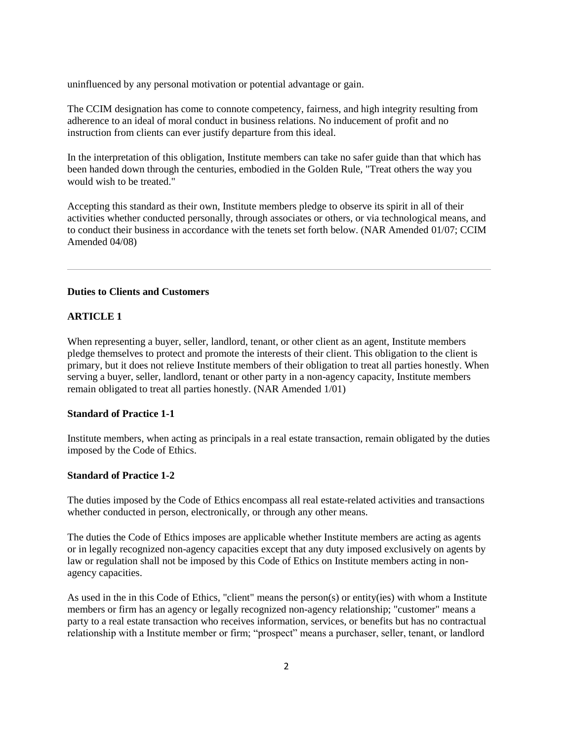uninfluenced by any personal motivation or potential advantage or gain.

The CCIM designation has come to connote competency, fairness, and high integrity resulting from adherence to an ideal of moral conduct in business relations. No inducement of profit and no instruction from clients can ever justify departure from this ideal.

In the interpretation of this obligation, Institute members can take no safer guide than that which has been handed down through the centuries, embodied in the Golden Rule, "Treat others the way you would wish to be treated."

Accepting this standard as their own, Institute members pledge to observe its spirit in all of their activities whether conducted personally, through associates or others, or via technological means, and to conduct their business in accordance with the tenets set forth below. (NAR Amended 01/07; CCIM Amended 04/08)

---

**Duties to Clients and Customers**

**ARTICLE 1**

When representing a buyer, seller, landlord, tenant, or other client as an agent, Institute members pledge themselves to protect and promote the interests of their client. This obligation to the client is primary, but it does not relieve Institute members of their obligation to treat all parties honestly. When serving a buyer, seller, landlord, tenant or other party in a non-agency capacity, Institute members remain obligated to treat all parties honestly. (NAR Amended 1/01)

**Standard of Practice 1-1**

Institute members, when acting as principals in a real estate transaction, remain obligated by the duties imposed by the Code of Ethics.

**Standard of Practice 1-2**

The duties imposed by the Code of Ethics encompass all real estate-related activities and transactions whether conducted in person, electronically, or through any other means.

The duties the Code of Ethics imposes are applicable whether Institute members are acting as agents or in legally recognized non-agency capacities except that any duty imposed exclusively on agents by law or regulation shall not be imposed by this Code of Ethics on Institute members acting in non-agency capacities.

As used in the in this Code of Ethics, "client" means the person(s) or entity(ies) with whom a Institute members or firm has an agency or legally recognized non-agency relationship; "customer" means a party to a real estate transaction who receives information, services, or benefits but has no contractual relationship with a Institute member or firm; "prospect" means a purchaser, seller, tenant, or landlord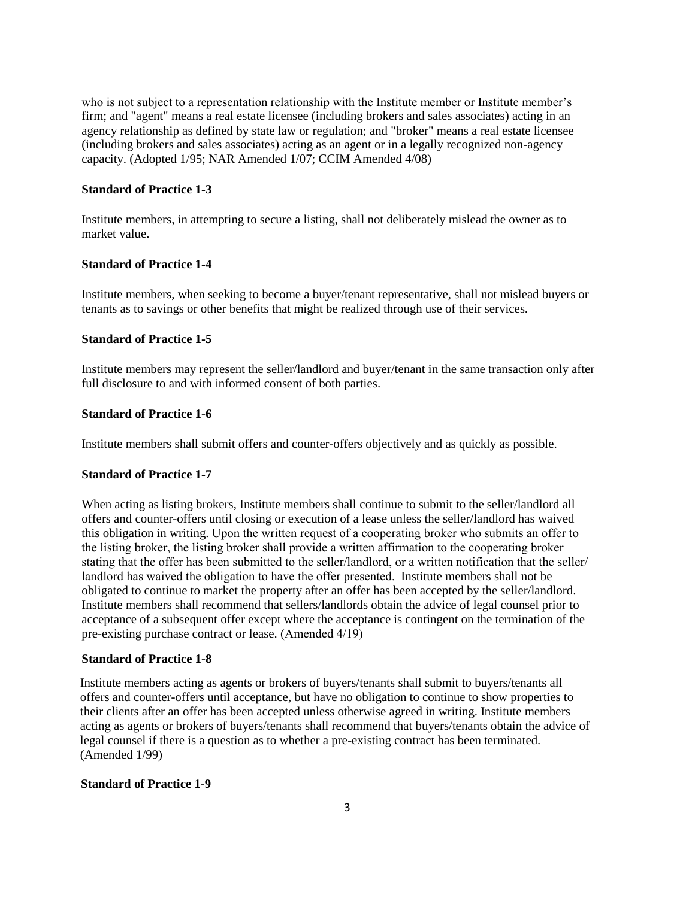who is not subject to a representation relationship with the Institute member or Institute member's firm; and "agent" means a real estate licensee (including brokers and sales associates) acting in an agency relationship as defined by state law or regulation; and "broker" means a real estate licensee (including brokers and sales associates) acting as an agent or in a legally recognized non-agency capacity. (Adopted 1/95; NAR Amended 1/07; CCIM Amended 4/08)

**Standard of Practice 1-3**

Institute members, in attempting to secure a listing, shall not deliberately mislead the owner as to market value.

**Standard of Practice 1-4**

Institute members, when seeking to become a buyer/tenant representative, shall not mislead buyers or tenants as to savings or other benefits that might be realized through use of their services.

**Standard of Practice 1-5**

Institute members may represent the seller/landlord and buyer/tenant in the same transaction only after full disclosure to and with informed consent of both parties.

**Standard of Practice 1-6**

Institute members shall submit offers and counter-offers objectively and as quickly as possible.

**Standard of Practice 1-7**

When acting as listing brokers, Institute members shall continue to submit to the seller/landlord all offers and counter-offers until closing or execution of a lease unless the seller/landlord has waived this obligation in writing. Upon the written request of a cooperating broker who submits an offer to the listing broker, the listing broker shall provide a written affirmation to the cooperating broker stating that the offer has been submitted to the seller/landlord, or a written notification that the seller/ landlord has waived the obligation to have the offer presented. Institute members shall not be obligated to continue to market the property after an offer has been accepted by the seller/landlord. Institute members shall recommend that sellers/landlords obtain the advice of legal counsel prior to acceptance of a subsequent offer except where the acceptance is contingent on the termination of the pre-existing purchase contract or lease. (Amended 4/19)

**Standard of Practice 1-8**

Institute members acting as agents or brokers of buyers/tenants shall submit to buyers/tenants all offers and counter-offers until acceptance, but have no obligation to continue to show properties to their clients after an offer has been accepted unless otherwise agreed in writing. Institute members acting as agents or brokers of buyers/tenants shall recommend that buyers/tenants obtain the advice of legal counsel if there is a question as to whether a pre-existing contract has been terminated. (Amended 1/99)

**Standard of Practice 1-9**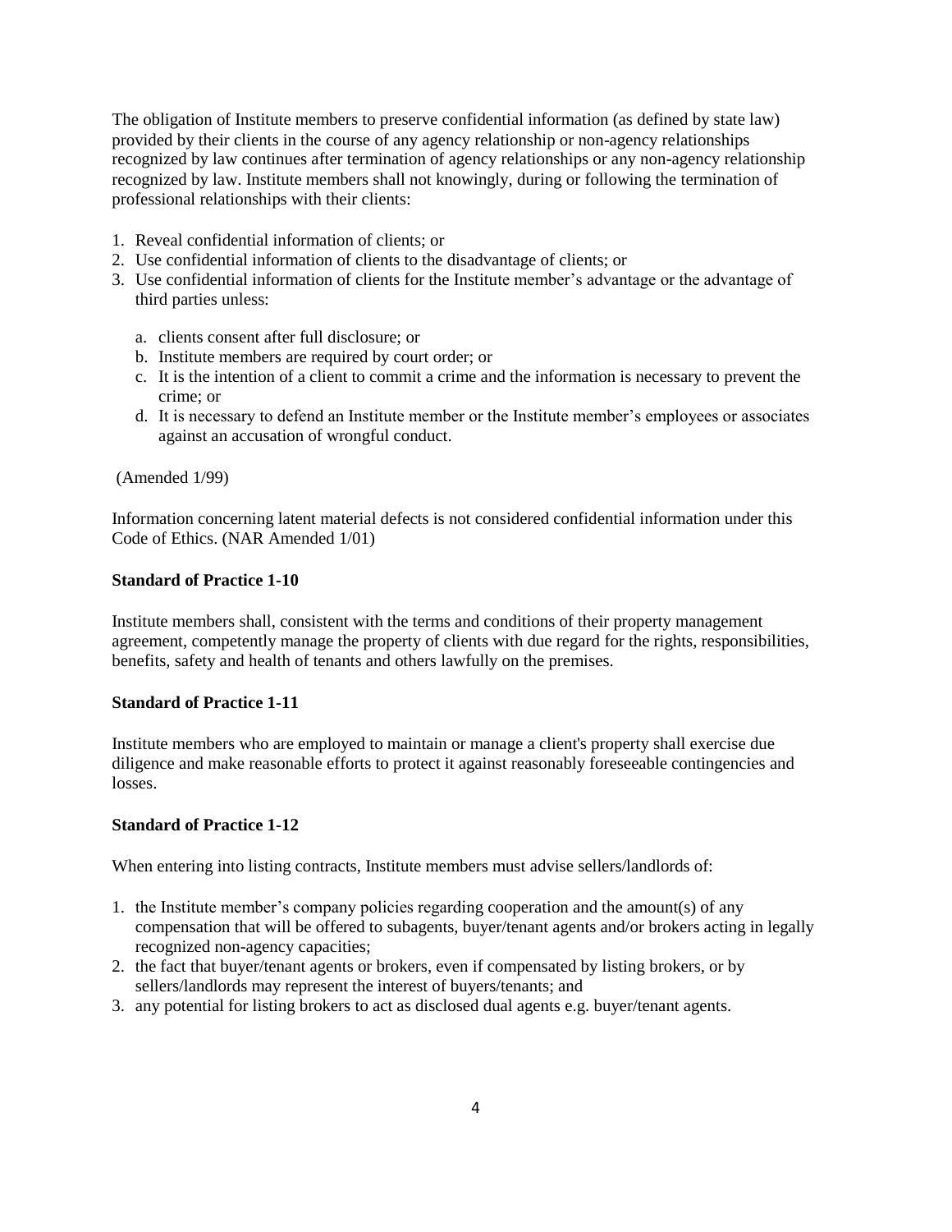The obligation of Institute members to preserve confidential information (as defined by state law) provided by their clients in the course of any agency relationship or non-agency relationships recognized by law continues after termination of agency relationships or any non-agency relationship recognized by law. Institute members shall not knowingly, during or following the termination of professional relationships with their clients:

1. Reveal confidential information of clients; or
2. Use confidential information of clients to the disadvantage of clients; or
3. Use confidential information of clients for the Institute member's advantage or the advantage of third parties unless:

   a. clients consent after full disclosure; or
   b. Institute members are required by court order; or
   c. It is the intention of a client to commit a crime and the information is necessary to prevent the crime; or
   d. It is necessary to defend an Institute member or the Institute member's employees or associates against an accusation of wrongful conduct.

(Amended 1/99)

Information concerning latent material defects is not considered confidential information under this Code of Ethics. (NAR Amended 1/01)

**Standard of Practice 1-10**

Institute members shall, consistent with the terms and conditions of their property management agreement, competently manage the property of clients with due regard for the rights, responsibilities, benefits, safety and health of tenants and others lawfully on the premises.

**Standard of Practice 1-11**

Institute members who are employed to maintain or manage a client's property shall exercise due diligence and make reasonable efforts to protect it against reasonably foreseeable contingencies and losses.

**Standard of Practice 1-12**

When entering into listing contracts, Institute members must advise sellers/landlords of:

1. the Institute member's company policies regarding cooperation and the amount(s) of any compensation that will be offered to subagents, buyer/tenant agents and/or brokers acting in legally recognized non-agency capacities;
2. the fact that buyer/tenant agents or brokers, even if compensated by listing brokers, or by sellers/landlords may represent the interest of buyers/tenants; and
3. any potential for listing brokers to act as disclosed dual agents e.g. buyer/tenant agents.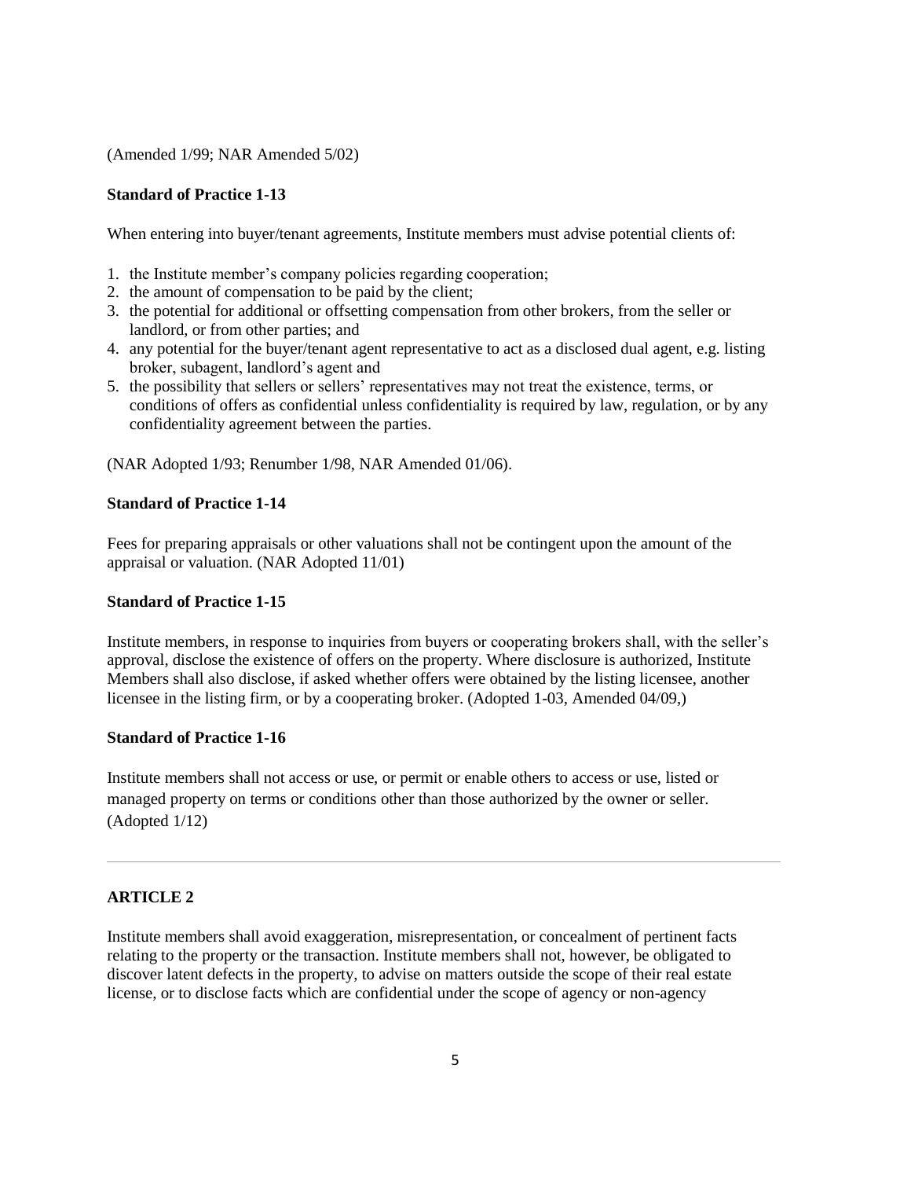(Amended 1/99; NAR Amended 5/02)

**Standard of Practice 1-13**

When entering into buyer/tenant agreements, Institute members must advise potential clients of:

1. the Institute member's company policies regarding cooperation;
2. the amount of compensation to be paid by the client;
3. the potential for additional or offsetting compensation from other brokers, from the seller or landlord, or from other parties; and
4. any potential for the buyer/tenant agent representative to act as a disclosed dual agent, e.g. listing broker, subagent, landlord's agent and
5. the possibility that sellers or sellers' representatives may not treat the existence, terms, or conditions of offers as confidential unless confidentiality is required by law, regulation, or by any confidentiality agreement between the parties.

(NAR Adopted 1/93; Renumber 1/98, NAR Amended 01/06).

**Standard of Practice 1-14**

Fees for preparing appraisals or other valuations shall not be contingent upon the amount of the appraisal or valuation. (NAR Adopted 11/01)

**Standard of Practice 1-15**

Institute members, in response to inquiries from buyers or cooperating brokers shall, with the seller's approval, disclose the existence of offers on the property. Where disclosure is authorized, Institute Members shall also disclose, if asked whether offers were obtained by the listing licensee, another licensee in the listing firm, or by a cooperating broker. (Adopted 1-03, Amended 04/09,)

**Standard of Practice 1-16**

Institute members shall not access or use, or permit or enable others to access or use, listed or managed property on terms or conditions other than those authorized by the owner or seller. (Adopted 1/12)

---

**ARTICLE 2**

Institute members shall avoid exaggeration, misrepresentation, or concealment of pertinent facts relating to the property or the transaction. Institute members shall not, however, be obligated to discover latent defects in the property, to advise on matters outside the scope of their real estate license, or to disclose facts which are confidential under the scope of agency or non-agency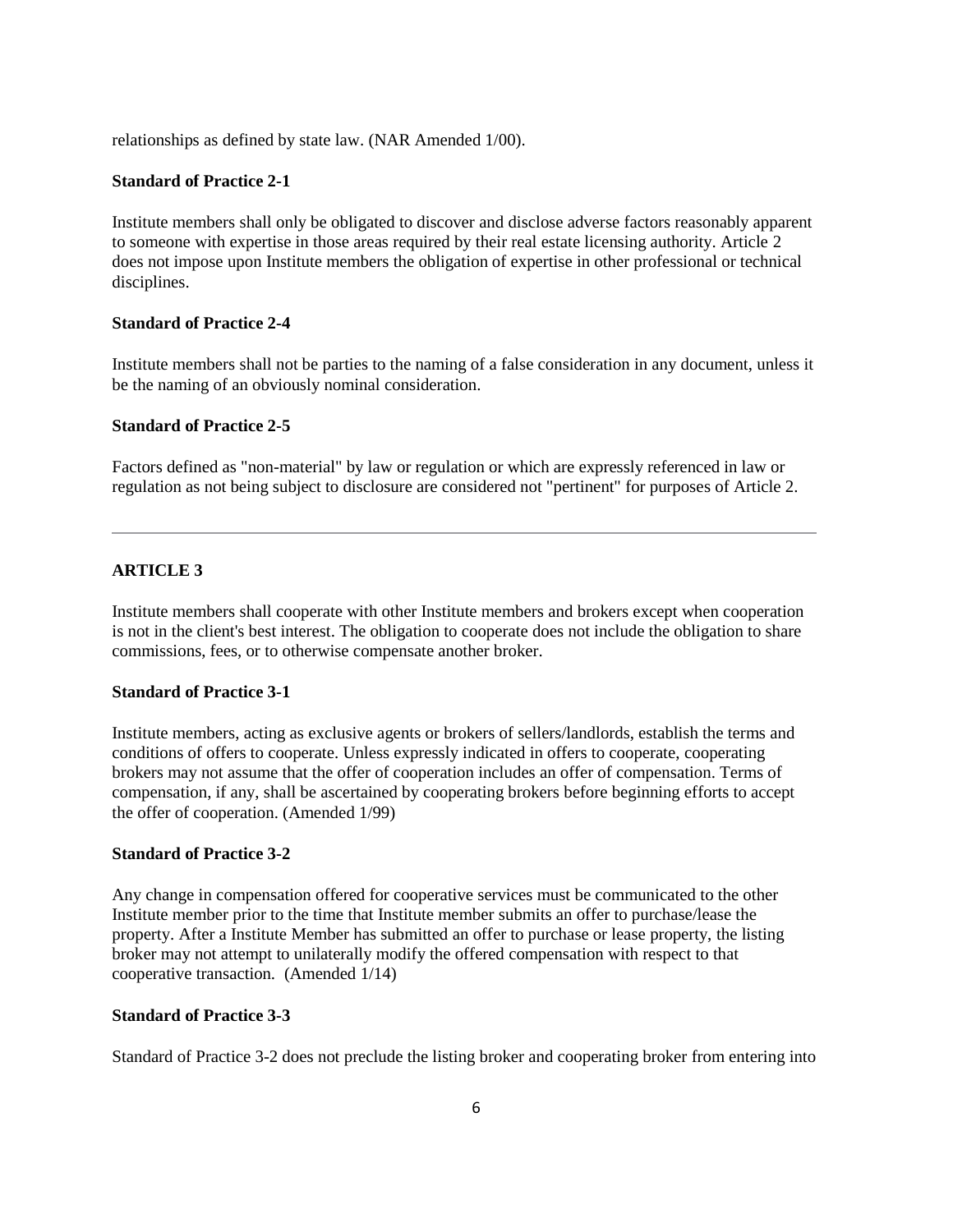relationships as defined by state law. (NAR Amended 1/00).

**Standard of Practice 2-1**

Institute members shall only be obligated to discover and disclose adverse factors reasonably apparent to someone with expertise in those areas required by their real estate licensing authority. Article 2 does not impose upon Institute members the obligation of expertise in other professional or technical disciplines.

**Standard of Practice 2-4**

Institute members shall not be parties to the naming of a false consideration in any document, unless it be the naming of an obviously nominal consideration.

**Standard of Practice 2-5**

Factors defined as "non-material" by law or regulation or which are expressly referenced in law or regulation as not being subject to disclosure are considered not "pertinent" for purposes of Article 2.

---

**ARTICLE 3**

Institute members shall cooperate with other Institute members and brokers except when cooperation is not in the client's best interest. The obligation to cooperate does not include the obligation to share commissions, fees, or to otherwise compensate another broker.

**Standard of Practice 3-1**

Institute members, acting as exclusive agents or brokers of sellers/landlords, establish the terms and conditions of offers to cooperate. Unless expressly indicated in offers to cooperate, cooperating brokers may not assume that the offer of cooperation includes an offer of compensation. Terms of compensation, if any, shall be ascertained by cooperating brokers before beginning efforts to accept the offer of cooperation. (Amended 1/99)

**Standard of Practice 3-2**

Any change in compensation offered for cooperative services must be communicated to the other Institute member prior to the time that Institute member submits an offer to purchase/lease the property. After a Institute Member has submitted an offer to purchase or lease property, the listing broker may not attempt to unilaterally modify the offered compensation with respect to that cooperative transaction. (Amended 1/14)

**Standard of Practice 3-3**

Standard of Practice 3-2 does not preclude the listing broker and cooperating broker from entering into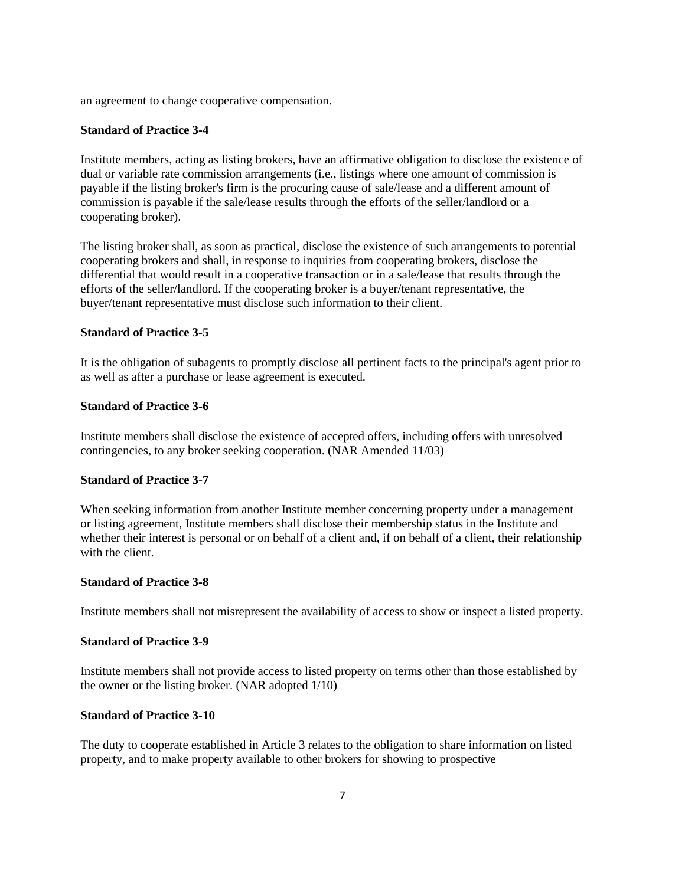an agreement to change cooperative compensation.

**Standard of Practice 3-4**

Institute members, acting as listing brokers, have an affirmative obligation to disclose the existence of dual or variable rate commission arrangements (i.e., listings where one amount of commission is payable if the listing broker's firm is the procuring cause of sale/lease and a different amount of commission is payable if the sale/lease results through the efforts of the seller/landlord or a cooperating broker).

The listing broker shall, as soon as practical, disclose the existence of such arrangements to potential cooperating brokers and shall, in response to inquiries from cooperating brokers, disclose the differential that would result in a cooperative transaction or in a sale/lease that results through the efforts of the seller/landlord. If the cooperating broker is a buyer/tenant representative, the buyer/tenant representative must disclose such information to their client.

**Standard of Practice 3-5**

It is the obligation of subagents to promptly disclose all pertinent facts to the principal's agent prior to as well as after a purchase or lease agreement is executed.

**Standard of Practice 3-6**

Institute members shall disclose the existence of accepted offers, including offers with unresolved contingencies, to any broker seeking cooperation. (NAR Amended 11/03)

**Standard of Practice 3-7**

When seeking information from another Institute member concerning property under a management or listing agreement, Institute members shall disclose their membership status in the Institute and whether their interest is personal or on behalf of a client and, if on behalf of a client, their relationship with the client.

**Standard of Practice 3-8**

Institute members shall not misrepresent the availability of access to show or inspect a listed property.

**Standard of Practice 3-9**

Institute members shall not provide access to listed property on terms other than those established by the owner or the listing broker. (NAR adopted 1/10)

**Standard of Practice 3-10**

The duty to cooperate established in Article 3 relates to the obligation to share information on listed property, and to make property available to other brokers for showing to prospective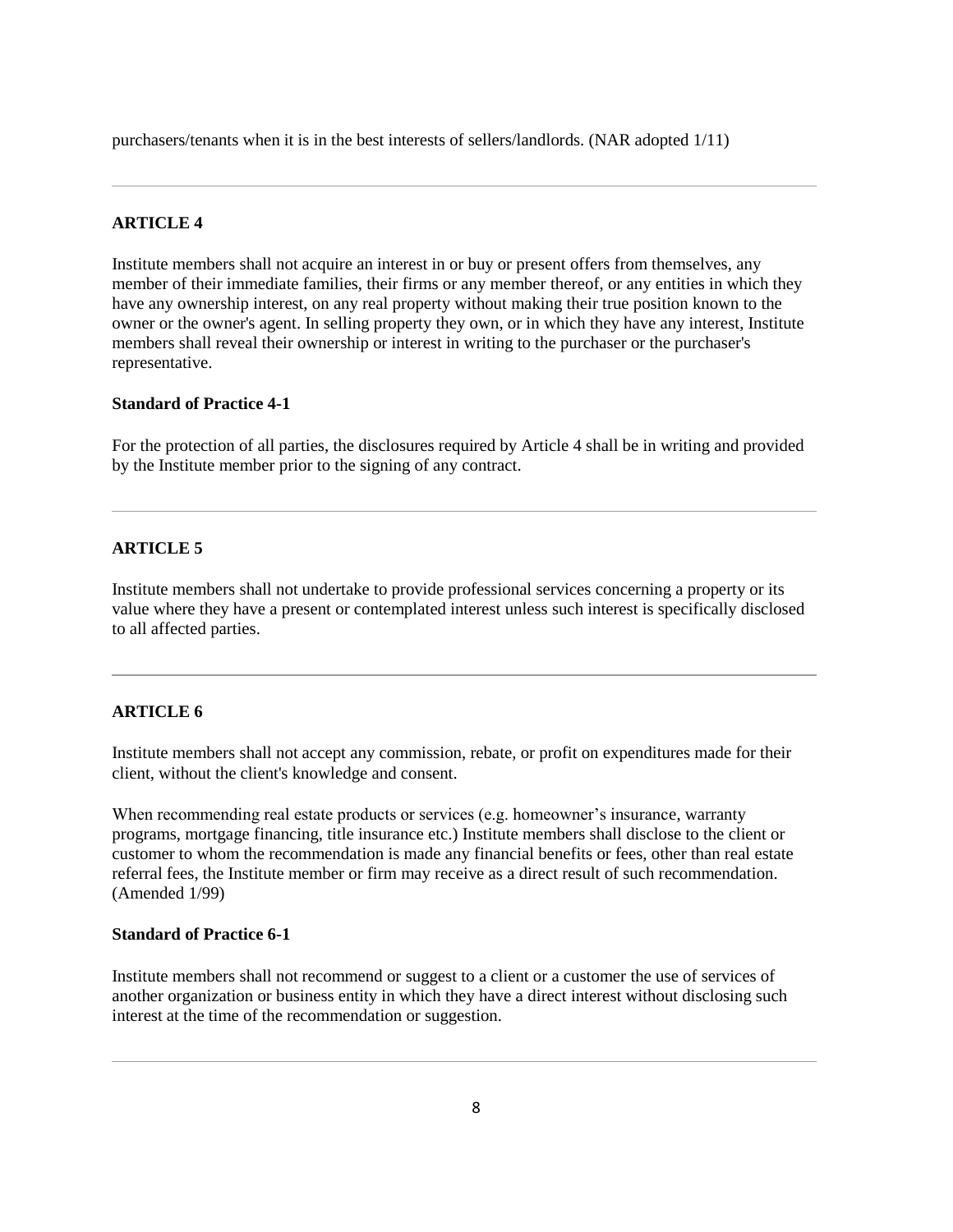purchasers/tenants when it is in the best interests of sellers/landlords. (NAR adopted 1/11)

---

### ARTICLE 4

Institute members shall not acquire an interest in or buy or present offers from themselves, any member of their immediate families, their firms or any member thereof, or any entities in which they have any ownership interest, on any real property without making their true position known to the owner or the owner's agent. In selling property they own, or in which they have any interest, Institute members shall reveal their ownership or interest in writing to the purchaser or the purchaser's representative.

#### Standard of Practice 4-1

For the protection of all parties, the disclosures required by Article 4 shall be in writing and provided by the Institute member prior to the signing of any contract.

---

### ARTICLE 5

Institute members shall not undertake to provide professional services concerning a property or its value where they have a present or contemplated interest unless such interest is specifically disclosed to all affected parties.

---

### ARTICLE 6

Institute members shall not accept any commission, rebate, or profit on expenditures made for their client, without the client's knowledge and consent.

When recommending real estate products or services (e.g. homeowner's insurance, warranty programs, mortgage financing, title insurance etc.) Institute members shall disclose to the client or customer to whom the recommendation is made any financial benefits or fees, other than real estate referral fees, the Institute member or firm may receive as a direct result of such recommendation. (Amended 1/99)

#### Standard of Practice 6-1

Institute members shall not recommend or suggest to a client or a customer the use of services of another organization or business entity in which they have a direct interest without disclosing such interest at the time of the recommendation or suggestion.

---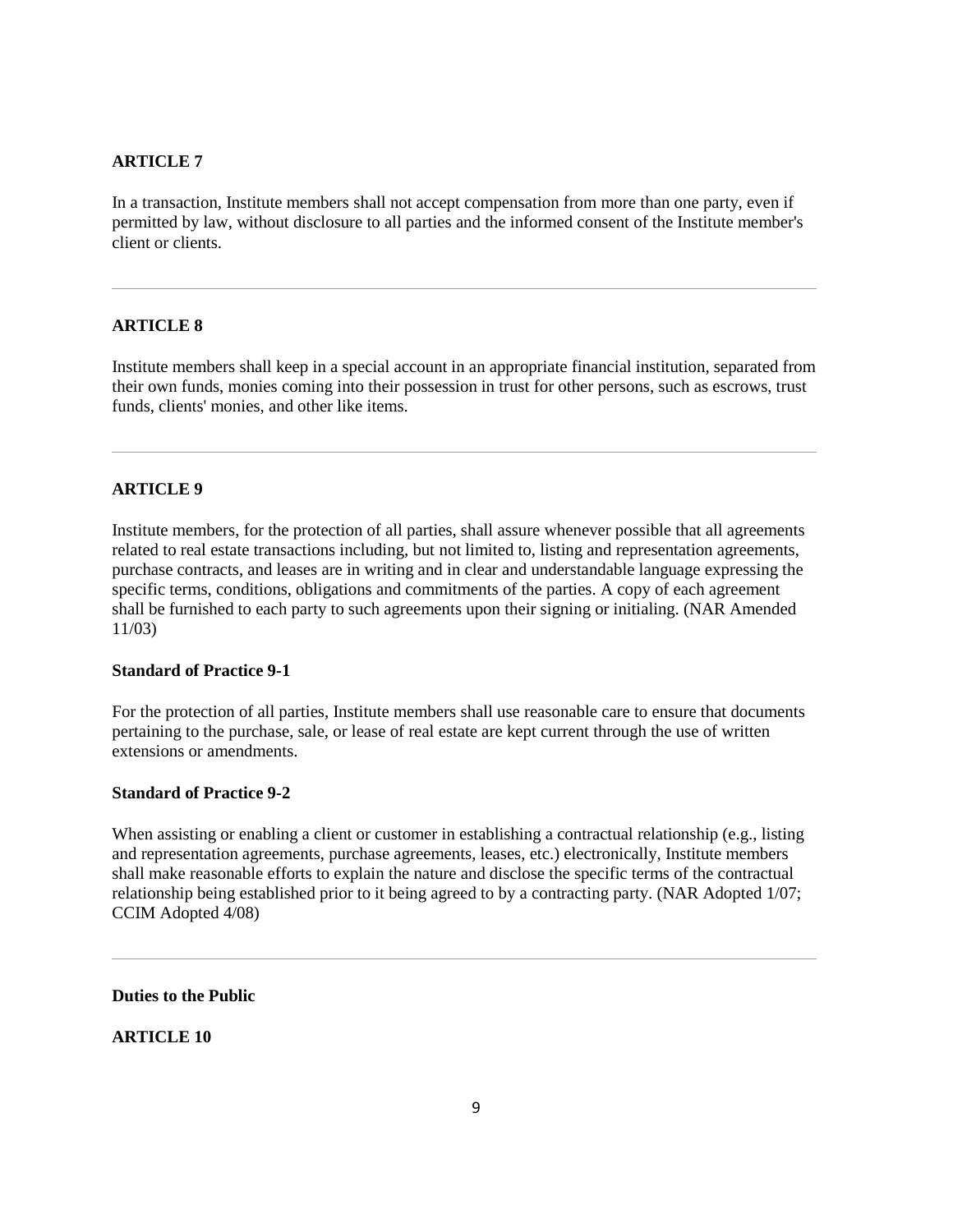**ARTICLE 7**

In a transaction, Institute members shall not accept compensation from more than one party, even if permitted by law, without disclosure to all parties and the informed consent of the Institute member's client or clients.

---

**ARTICLE 8**

Institute members shall keep in a special account in an appropriate financial institution, separated from their own funds, monies coming into their possession in trust for other persons, such as escrows, trust funds, clients' monies, and other like items.

---

**ARTICLE 9**

Institute members, for the protection of all parties, shall assure whenever possible that all agreements related to real estate transactions including, but not limited to, listing and representation agreements, purchase contracts, and leases are in writing and in clear and understandable language expressing the specific terms, conditions, obligations and commitments of the parties. A copy of each agreement shall be furnished to each party to such agreements upon their signing or initialing. (NAR Amended 11/03)

**Standard of Practice 9-1**

For the protection of all parties, Institute members shall use reasonable care to ensure that documents pertaining to the purchase, sale, or lease of real estate are kept current through the use of written extensions or amendments.

**Standard of Practice 9-2**

When assisting or enabling a client or customer in establishing a contractual relationship (e.g., listing and representation agreements, purchase agreements, leases, etc.) electronically, Institute members shall make reasonable efforts to explain the nature and disclose the specific terms of the contractual relationship being established prior to it being agreed to by a contracting party. (NAR Adopted 1/07; CCIM Adopted 4/08)

---

**Duties to the Public**

**ARTICLE 10**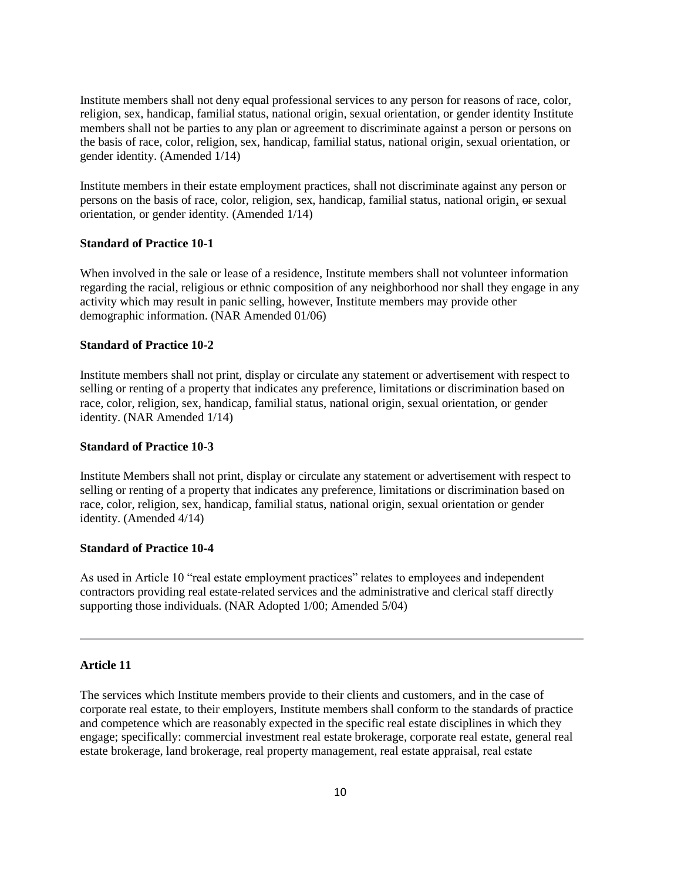Institute members shall not deny equal professional services to any person for reasons of race, color, religion, sex, handicap, familial status, national origin, sexual orientation, or gender identity Institute members shall not be parties to any plan or agreement to discriminate against a person or persons on the basis of race, color, religion, sex, handicap, familial status, national origin, sexual orientation, or gender identity. (Amended 1/14)

Institute members in their estate employment practices, shall not discriminate against any person or persons on the basis of race, color, religion, sex, handicap, familial status, national origin, ~~or~~ sexual orientation, or gender identity. (Amended 1/14)

**Standard of Practice 10-1**

When involved in the sale or lease of a residence, Institute members shall not volunteer information regarding the racial, religious or ethnic composition of any neighborhood nor shall they engage in any activity which may result in panic selling, however, Institute members may provide other demographic information. (NAR Amended 01/06)

**Standard of Practice 10-2**

Institute members shall not print, display or circulate any statement or advertisement with respect to selling or renting of a property that indicates any preference, limitations or discrimination based on race, color, religion, sex, handicap, familial status, national origin, sexual orientation, or gender identity. (NAR Amended 1/14)

**Standard of Practice 10-3**

Institute Members shall not print, display or circulate any statement or advertisement with respect to selling or renting of a property that indicates any preference, limitations or discrimination based on race, color, religion, sex, handicap, familial status, national origin, sexual orientation or gender identity. (Amended 4/14)

**Standard of Practice 10-4**

As used in Article 10 "real estate employment practices" relates to employees and independent contractors providing real estate-related services and the administrative and clerical staff directly supporting those individuals. (NAR Adopted 1/00; Amended 5/04)

---

**Article 11**

The services which Institute members provide to their clients and customers, and in the case of corporate real estate, to their employers, Institute members shall conform to the standards of practice and competence which are reasonably expected in the specific real estate disciplines in which they engage; specifically: commercial investment real estate brokerage, corporate real estate, general real estate brokerage, land brokerage, real property management, real estate appraisal, real estate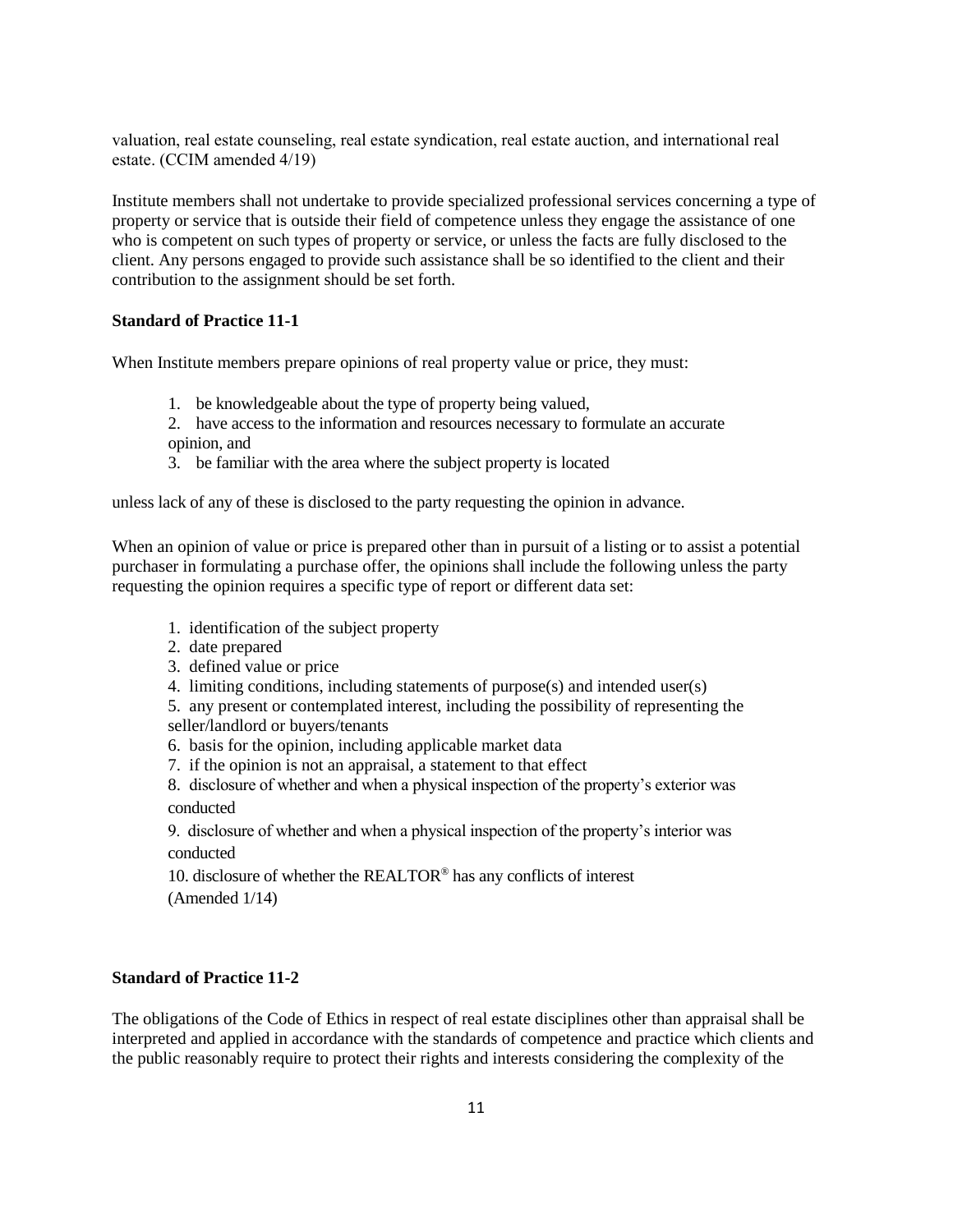valuation, real estate counseling, real estate syndication, real estate auction, and international real estate. (CCIM amended 4/19)

Institute members shall not undertake to provide specialized professional services concerning a type of property or service that is outside their field of competence unless they engage the assistance of one who is competent on such types of property or service, or unless the facts are fully disclosed to the client. Any persons engaged to provide such assistance shall be so identified to the client and their contribution to the assignment should be set forth.

**Standard of Practice 11-1**

When Institute members prepare opinions of real property value or price, they must:

1. be knowledgeable about the type of property being valued,
2. have access to the information and resources necessary to formulate an accurate opinion, and
3. be familiar with the area where the subject property is located

unless lack of any of these is disclosed to the party requesting the opinion in advance.

When an opinion of value or price is prepared other than in pursuit of a listing or to assist a potential purchaser in formulating a purchase offer, the opinions shall include the following unless the party requesting the opinion requires a specific type of report or different data set:

1. identification of the subject property
2. date prepared
3. defined value or price
4. limiting conditions, including statements of purpose(s) and intended user(s)
5. any present or contemplated interest, including the possibility of representing the seller/landlord or buyers/tenants
6. basis for the opinion, including applicable market data
7. if the opinion is not an appraisal, a statement to that effect
8. disclosure of whether and when a physical inspection of the property's exterior was conducted
9. disclosure of whether and when a physical inspection of the property's interior was conducted
10. disclosure of whether the REALTOR® has any conflicts of interest

(Amended 1/14)

**Standard of Practice 11-2**

The obligations of the Code of Ethics in respect of real estate disciplines other than appraisal shall be interpreted and applied in accordance with the standards of competence and practice which clients and the public reasonably require to protect their rights and interests considering the complexity of the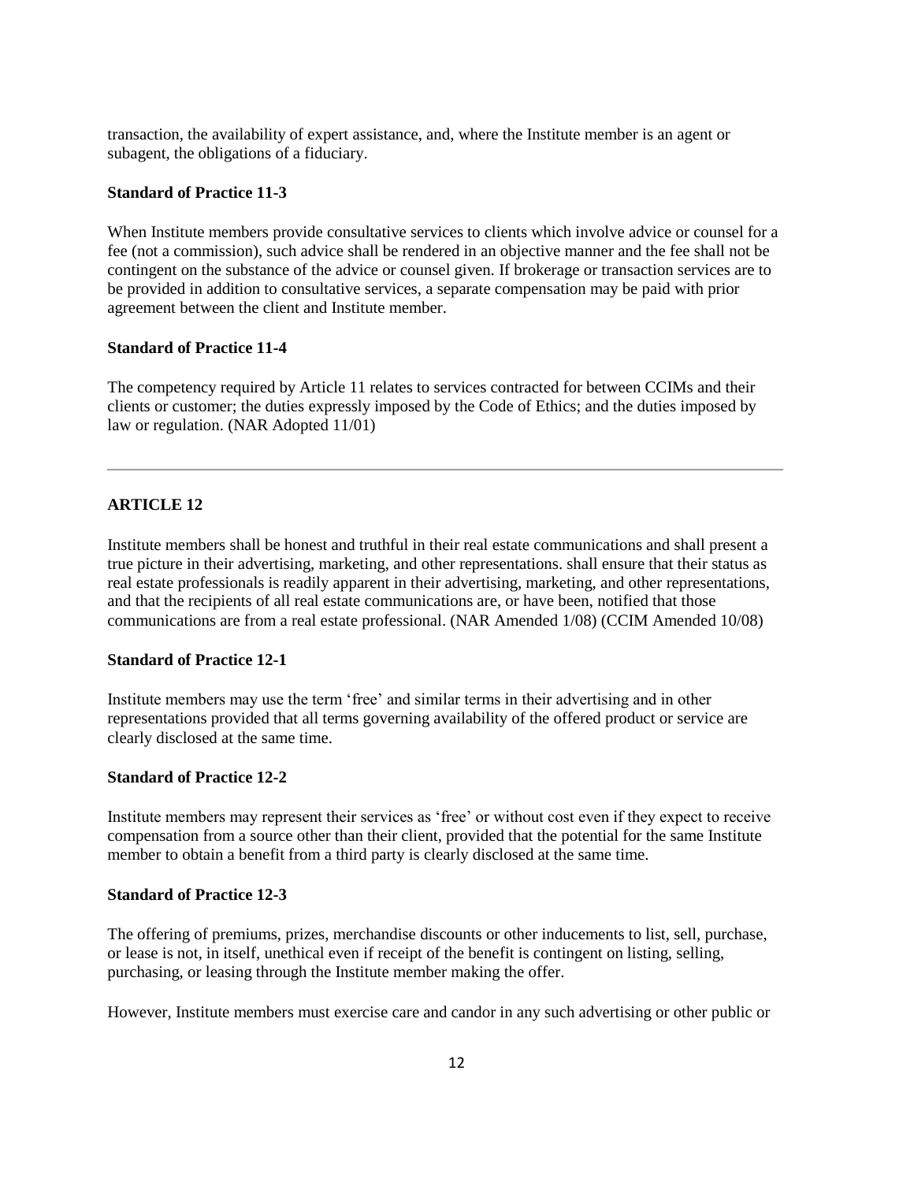transaction, the availability of expert assistance, and, where the Institute member is an agent or subagent, the obligations of a fiduciary.

**Standard of Practice 11-3**

When Institute members provide consultative services to clients which involve advice or counsel for a fee (not a commission), such advice shall be rendered in an objective manner and the fee shall not be contingent on the substance of the advice or counsel given. If brokerage or transaction services are to be provided in addition to consultative services, a separate compensation may be paid with prior agreement between the client and Institute member.

**Standard of Practice 11-4**

The competency required by Article 11 relates to services contracted for between CCIMs and their clients or customer; the duties expressly imposed by the Code of Ethics; and the duties imposed by law or regulation. (NAR Adopted 11/01)

---

**ARTICLE 12**

Institute members shall be honest and truthful in their real estate communications and shall present a true picture in their advertising, marketing, and other representations. shall ensure that their status as real estate professionals is readily apparent in their advertising, marketing, and other representations, and that the recipients of all real estate communications are, or have been, notified that those communications are from a real estate professional. (NAR Amended 1/08) (CCIM Amended 10/08)

**Standard of Practice 12-1**

Institute members may use the term 'free' and similar terms in their advertising and in other representations provided that all terms governing availability of the offered product or service are clearly disclosed at the same time.

**Standard of Practice 12-2**

Institute members may represent their services as 'free' or without cost even if they expect to receive compensation from a source other than their client, provided that the potential for the same Institute member to obtain a benefit from a third party is clearly disclosed at the same time.

**Standard of Practice 12-3**

The offering of premiums, prizes, merchandise discounts or other inducements to list, sell, purchase, or lease is not, in itself, unethical even if receipt of the benefit is contingent on listing, selling, purchasing, or leasing through the Institute member making the offer.

However, Institute members must exercise care and candor in any such advertising or other public or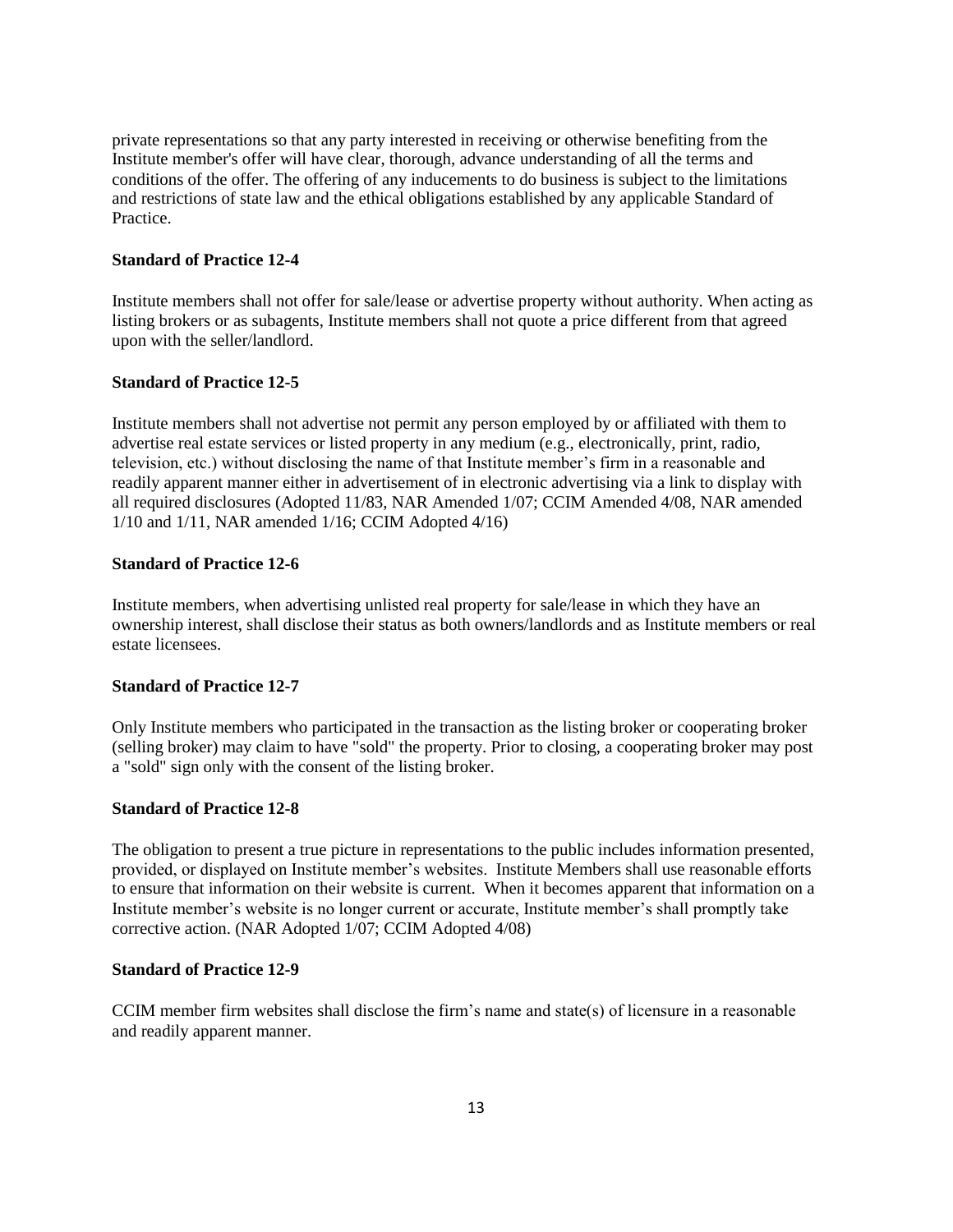private representations so that any party interested in receiving or otherwise benefiting from the Institute member's offer will have clear, thorough, advance understanding of all the terms and conditions of the offer. The offering of any inducements to do business is subject to the limitations and restrictions of state law and the ethical obligations established by any applicable Standard of Practice.

**Standard of Practice 12-4**

Institute members shall not offer for sale/lease or advertise property without authority. When acting as listing brokers or as subagents, Institute members shall not quote a price different from that agreed upon with the seller/landlord.

**Standard of Practice 12-5**

Institute members shall not advertise not permit any person employed by or affiliated with them to advertise real estate services or listed property in any medium (e.g., electronically, print, radio, television, etc.) without disclosing the name of that Institute member's firm in a reasonable and readily apparent manner either in advertisement of in electronic advertising via a link to display with all required disclosures (Adopted 11/83, NAR Amended 1/07; CCIM Amended 4/08, NAR amended 1/10 and 1/11, NAR amended 1/16; CCIM Adopted 4/16)

**Standard of Practice 12-6**

Institute members, when advertising unlisted real property for sale/lease in which they have an ownership interest, shall disclose their status as both owners/landlords and as Institute members or real estate licensees.

**Standard of Practice 12-7**

Only Institute members who participated in the transaction as the listing broker or cooperating broker (selling broker) may claim to have "sold" the property. Prior to closing, a cooperating broker may post a "sold" sign only with the consent of the listing broker.

**Standard of Practice 12-8**

The obligation to present a true picture in representations to the public includes information presented, provided, or displayed on Institute member's websites. Institute Members shall use reasonable efforts to ensure that information on their website is current. When it becomes apparent that information on a Institute member's website is no longer current or accurate, Institute member's shall promptly take corrective action. (NAR Adopted 1/07; CCIM Adopted 4/08)

**Standard of Practice 12-9**

CCIM member firm websites shall disclose the firm's name and state(s) of licensure in a reasonable and readily apparent manner.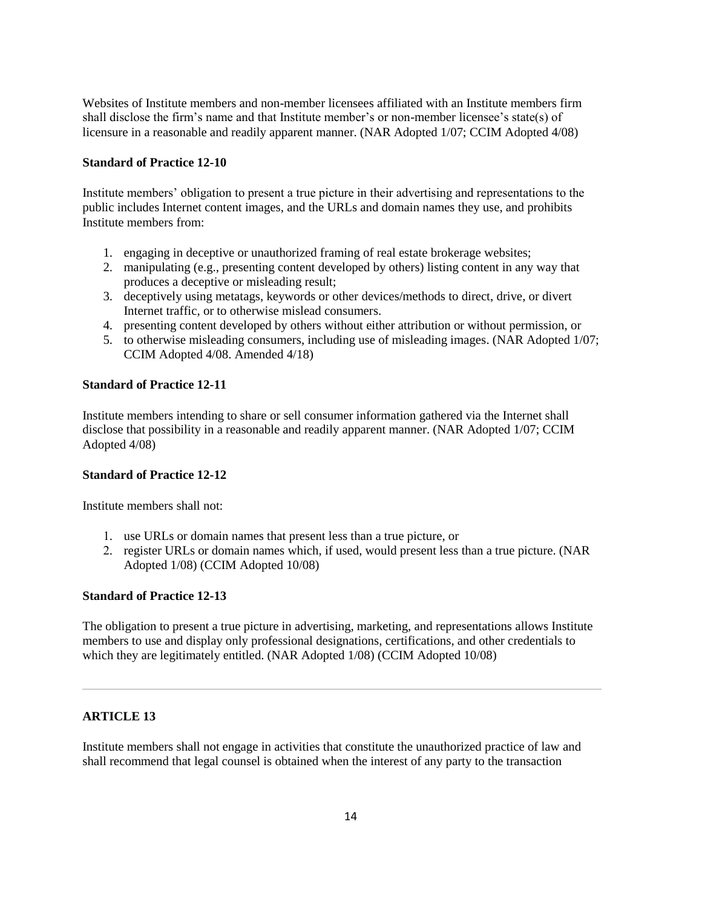Websites of Institute members and non-member licensees affiliated with an Institute members firm shall disclose the firm's name and that Institute member's or non-member licensee's state(s) of licensure in a reasonable and readily apparent manner. (NAR Adopted 1/07; CCIM Adopted 4/08)

**Standard of Practice 12-10**

Institute members' obligation to present a true picture in their advertising and representations to the public includes Internet content images, and the URLs and domain names they use, and prohibits Institute members from:

1. engaging in deceptive or unauthorized framing of real estate brokerage websites;
2. manipulating (e.g., presenting content developed by others) listing content in any way that produces a deceptive or misleading result;
3. deceptively using metatags, keywords or other devices/methods to direct, drive, or divert Internet traffic, or to otherwise mislead consumers.
4. presenting content developed by others without either attribution or without permission, or
5. to otherwise misleading consumers, including use of misleading images. (NAR Adopted 1/07; CCIM Adopted 4/08. Amended 4/18)

**Standard of Practice 12-11**

Institute members intending to share or sell consumer information gathered via the Internet shall disclose that possibility in a reasonable and readily apparent manner. (NAR Adopted 1/07; CCIM Adopted 4/08)

**Standard of Practice 12-12**

Institute members shall not:

1. use URLs or domain names that present less than a true picture, or
2. register URLs or domain names which, if used, would present less than a true picture. (NAR Adopted 1/08) (CCIM Adopted 10/08)

**Standard of Practice 12-13**

The obligation to present a true picture in advertising, marketing, and representations allows Institute members to use and display only professional designations, certifications, and other credentials to which they are legitimately entitled. (NAR Adopted 1/08) (CCIM Adopted 10/08)

---

**ARTICLE 13**

Institute members shall not engage in activities that constitute the unauthorized practice of law and shall recommend that legal counsel is obtained when the interest of any party to the transaction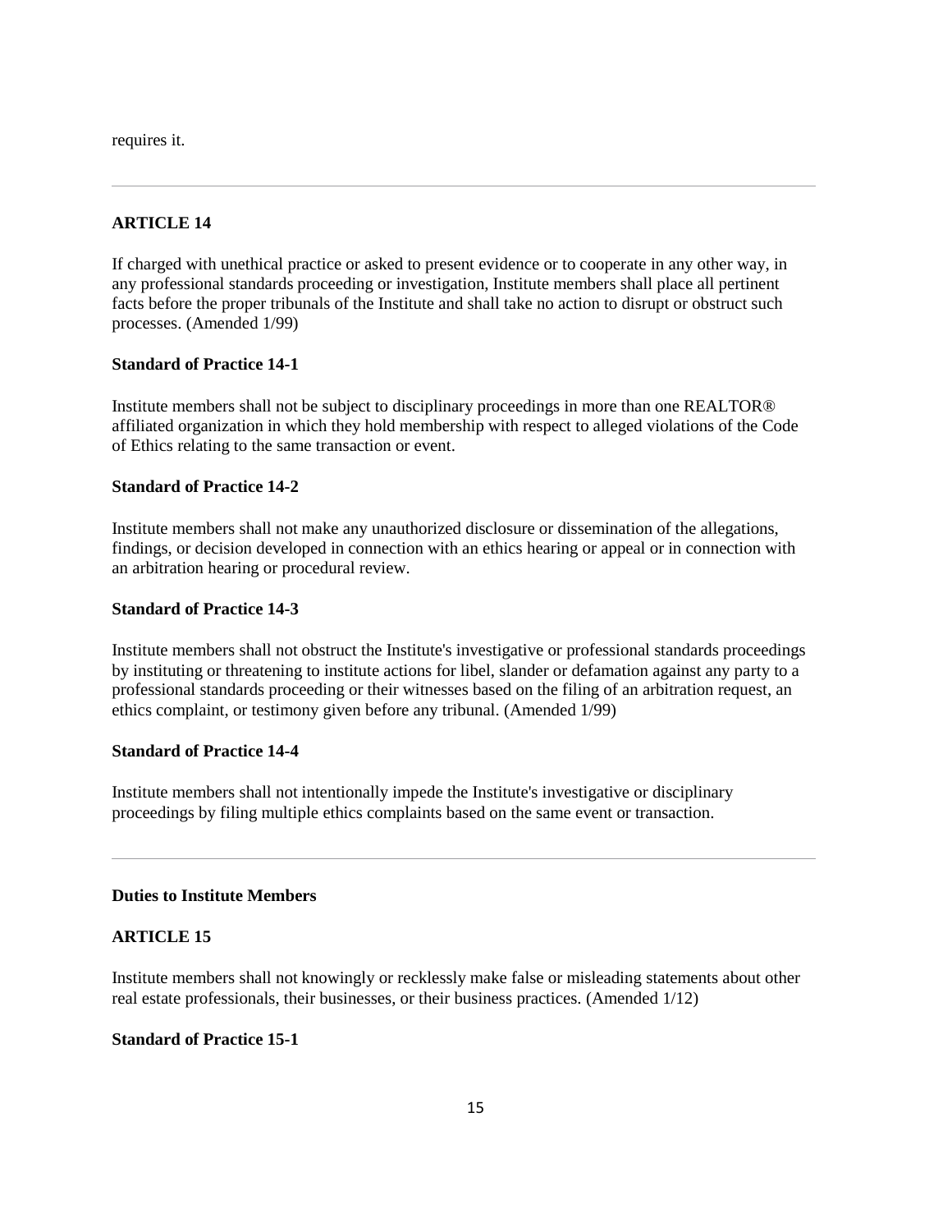requires it.

---

**ARTICLE 14**

If charged with unethical practice or asked to present evidence or to cooperate in any other way, in any professional standards proceeding or investigation, Institute members shall place all pertinent facts before the proper tribunals of the Institute and shall take no action to disrupt or obstruct such processes. (Amended 1/99)

**Standard of Practice 14-1**

Institute members shall not be subject to disciplinary proceedings in more than one REALTOR® affiliated organization in which they hold membership with respect to alleged violations of the Code of Ethics relating to the same transaction or event.

**Standard of Practice 14-2**

Institute members shall not make any unauthorized disclosure or dissemination of the allegations, findings, or decision developed in connection with an ethics hearing or appeal or in connection with an arbitration hearing or procedural review.

**Standard of Practice 14-3**

Institute members shall not obstruct the Institute's investigative or professional standards proceedings by instituting or threatening to institute actions for libel, slander or defamation against any party to a professional standards proceeding or their witnesses based on the filing of an arbitration request, an ethics complaint, or testimony given before any tribunal. (Amended 1/99)

**Standard of Practice 14-4**

Institute members shall not intentionally impede the Institute's investigative or disciplinary proceedings by filing multiple ethics complaints based on the same event or transaction.

---

**Duties to Institute Members**

**ARTICLE 15**

Institute members shall not knowingly or recklessly make false or misleading statements about other real estate professionals, their businesses, or their business practices. (Amended 1/12)

**Standard of Practice 15-1**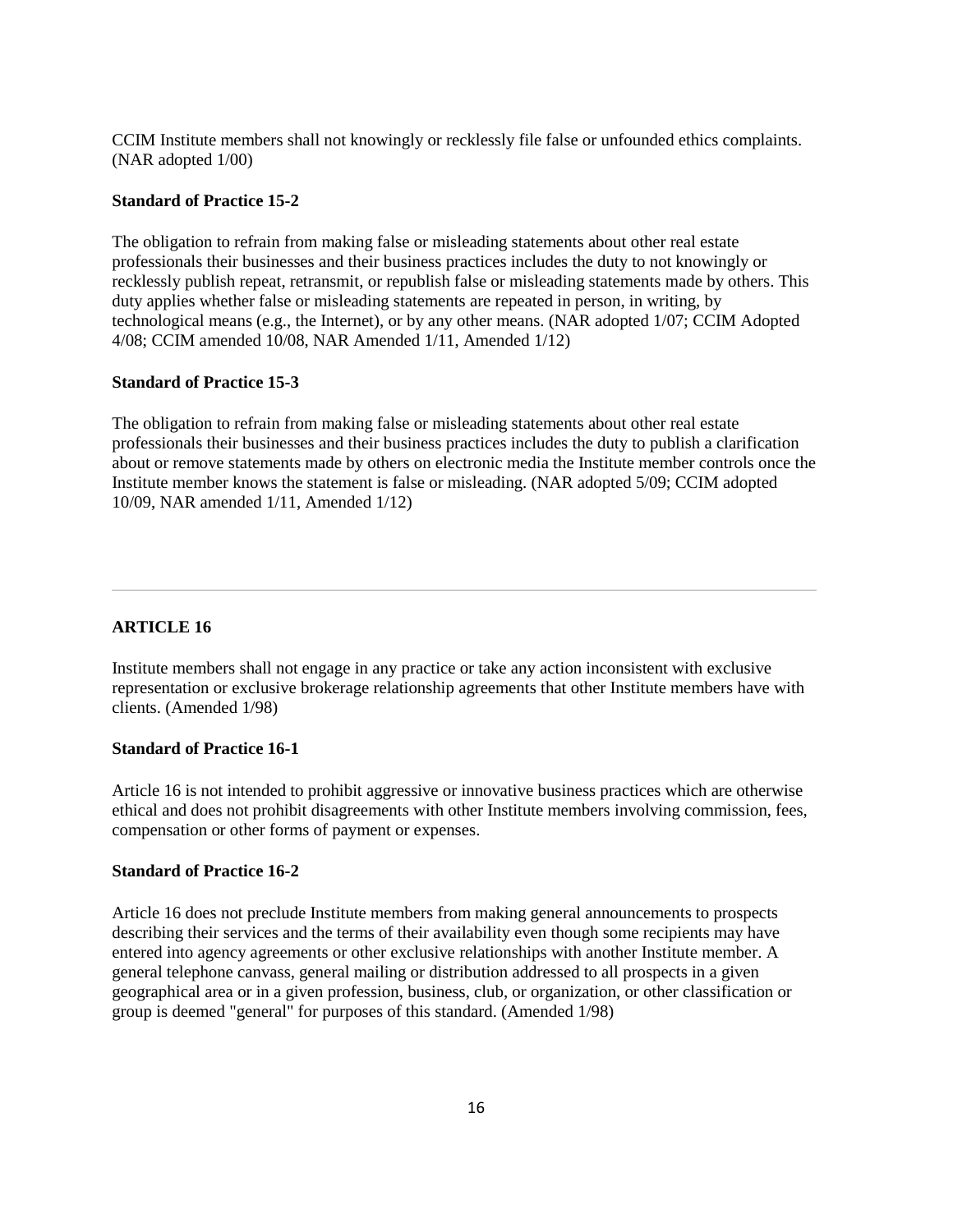CCIM Institute members shall not knowingly or recklessly file false or unfounded ethics complaints. (NAR adopted 1/00)

**Standard of Practice 15-2**

The obligation to refrain from making false or misleading statements about other real estate professionals their businesses and their business practices includes the duty to not knowingly or recklessly publish repeat, retransmit, or republish false or misleading statements made by others. This duty applies whether false or misleading statements are repeated in person, in writing, by technological means (e.g., the Internet), or by any other means. (NAR adopted 1/07; CCIM Adopted 4/08; CCIM amended 10/08, NAR Amended 1/11, Amended 1/12)

**Standard of Practice 15-3**

The obligation to refrain from making false or misleading statements about other real estate professionals their businesses and their business practices includes the duty to publish a clarification about or remove statements made by others on electronic media the Institute member controls once the Institute member knows the statement is false or misleading. (NAR adopted 5/09; CCIM adopted 10/09, NAR amended 1/11, Amended 1/12)

---

**ARTICLE 16**

Institute members shall not engage in any practice or take any action inconsistent with exclusive representation or exclusive brokerage relationship agreements that other Institute members have with clients. (Amended 1/98)

**Standard of Practice 16-1**

Article 16 is not intended to prohibit aggressive or innovative business practices which are otherwise ethical and does not prohibit disagreements with other Institute members involving commission, fees, compensation or other forms of payment or expenses.

**Standard of Practice 16-2**

Article 16 does not preclude Institute members from making general announcements to prospects describing their services and the terms of their availability even though some recipients may have entered into agency agreements or other exclusive relationships with another Institute member. A general telephone canvass, general mailing or distribution addressed to all prospects in a given geographical area or in a given profession, business, club, or organization, or other classification or group is deemed "general" for purposes of this standard. (Amended 1/98)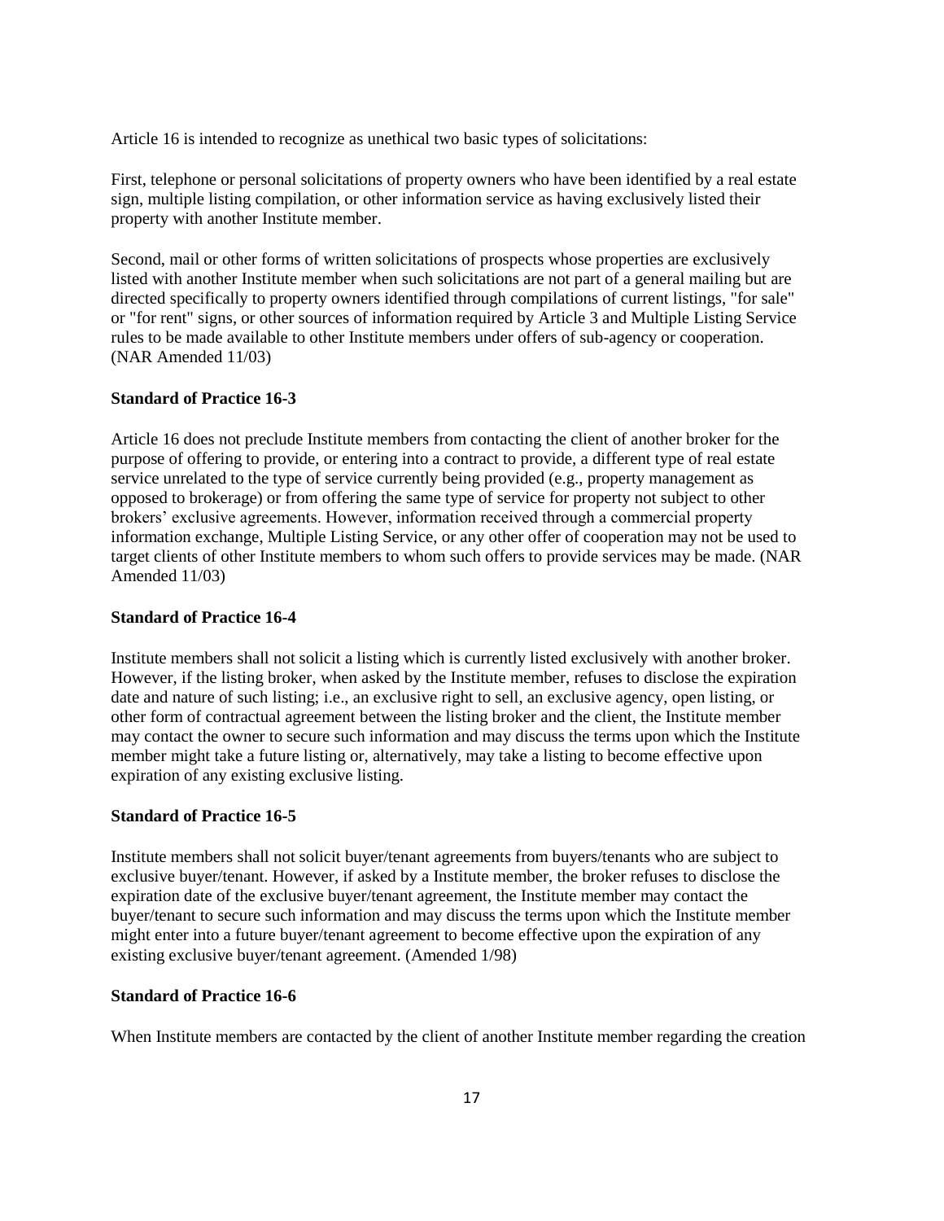Article 16 is intended to recognize as unethical two basic types of solicitations:

First, telephone or personal solicitations of property owners who have been identified by a real estate sign, multiple listing compilation, or other information service as having exclusively listed their property with another Institute member.

Second, mail or other forms of written solicitations of prospects whose properties are exclusively listed with another Institute member when such solicitations are not part of a general mailing but are directed specifically to property owners identified through compilations of current listings, "for sale" or "for rent" signs, or other sources of information required by Article 3 and Multiple Listing Service rules to be made available to other Institute members under offers of sub-agency or cooperation. (NAR Amended 11/03)

**Standard of Practice 16-3**

Article 16 does not preclude Institute members from contacting the client of another broker for the purpose of offering to provide, or entering into a contract to provide, a different type of real estate service unrelated to the type of service currently being provided (e.g., property management as opposed to brokerage) or from offering the same type of service for property not subject to other brokers' exclusive agreements. However, information received through a commercial property information exchange, Multiple Listing Service, or any other offer of cooperation may not be used to target clients of other Institute members to whom such offers to provide services may be made. (NAR Amended 11/03)

**Standard of Practice 16-4**

Institute members shall not solicit a listing which is currently listed exclusively with another broker. However, if the listing broker, when asked by the Institute member, refuses to disclose the expiration date and nature of such listing; i.e., an exclusive right to sell, an exclusive agency, open listing, or other form of contractual agreement between the listing broker and the client, the Institute member may contact the owner to secure such information and may discuss the terms upon which the Institute member might take a future listing or, alternatively, may take a listing to become effective upon expiration of any existing exclusive listing.

**Standard of Practice 16-5**

Institute members shall not solicit buyer/tenant agreements from buyers/tenants who are subject to exclusive buyer/tenant. However, if asked by a Institute member, the broker refuses to disclose the expiration date of the exclusive buyer/tenant agreement, the Institute member may contact the buyer/tenant to secure such information and may discuss the terms upon which the Institute member might enter into a future buyer/tenant agreement to become effective upon the expiration of any existing exclusive buyer/tenant agreement. (Amended 1/98)

**Standard of Practice 16-6**

When Institute members are contacted by the client of another Institute member regarding the creation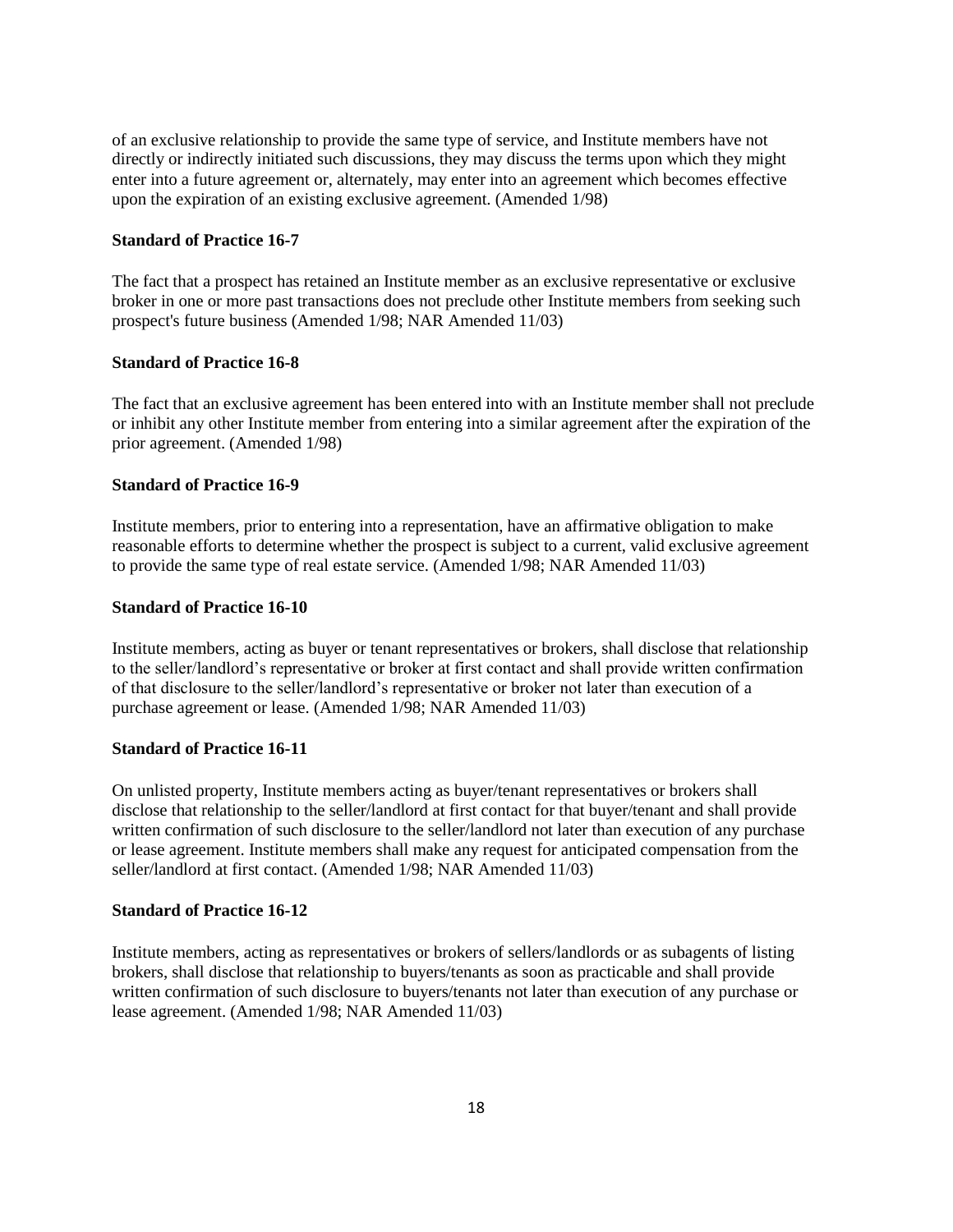of an exclusive relationship to provide the same type of service, and Institute members have not directly or indirectly initiated such discussions, they may discuss the terms upon which they might enter into a future agreement or, alternately, may enter into an agreement which becomes effective upon the expiration of an existing exclusive agreement. (Amended 1/98)

**Standard of Practice 16-7**

The fact that a prospect has retained an Institute member as an exclusive representative or exclusive broker in one or more past transactions does not preclude other Institute members from seeking such prospect's future business (Amended 1/98; NAR Amended 11/03)

**Standard of Practice 16-8**

The fact that an exclusive agreement has been entered into with an Institute member shall not preclude or inhibit any other Institute member from entering into a similar agreement after the expiration of the prior agreement. (Amended 1/98)

**Standard of Practice 16-9**

Institute members, prior to entering into a representation, have an affirmative obligation to make reasonable efforts to determine whether the prospect is subject to a current, valid exclusive agreement to provide the same type of real estate service. (Amended 1/98; NAR Amended 11/03)

**Standard of Practice 16-10**

Institute members, acting as buyer or tenant representatives or brokers, shall disclose that relationship to the seller/landlord's representative or broker at first contact and shall provide written confirmation of that disclosure to the seller/landlord's representative or broker not later than execution of a purchase agreement or lease. (Amended 1/98; NAR Amended 11/03)

**Standard of Practice 16-11**

On unlisted property, Institute members acting as buyer/tenant representatives or brokers shall disclose that relationship to the seller/landlord at first contact for that buyer/tenant and shall provide written confirmation of such disclosure to the seller/landlord not later than execution of any purchase or lease agreement. Institute members shall make any request for anticipated compensation from the seller/landlord at first contact. (Amended 1/98; NAR Amended 11/03)

**Standard of Practice 16-12**

Institute members, acting as representatives or brokers of sellers/landlords or as subagents of listing brokers, shall disclose that relationship to buyers/tenants as soon as practicable and shall provide written confirmation of such disclosure to buyers/tenants not later than execution of any purchase or lease agreement. (Amended 1/98; NAR Amended 11/03)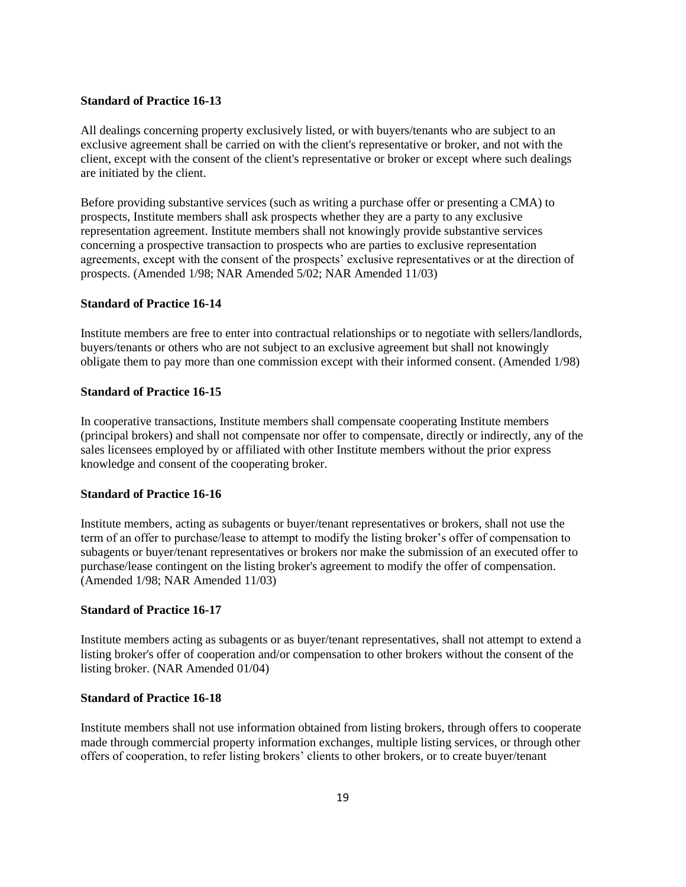**Standard of Practice 16-13**

All dealings concerning property exclusively listed, or with buyers/tenants who are subject to an exclusive agreement shall be carried on with the client's representative or broker, and not with the client, except with the consent of the client's representative or broker or except where such dealings are initiated by the client.

Before providing substantive services (such as writing a purchase offer or presenting a CMA) to prospects, Institute members shall ask prospects whether they are a party to any exclusive representation agreement. Institute members shall not knowingly provide substantive services concerning a prospective transaction to prospects who are parties to exclusive representation agreements, except with the consent of the prospects' exclusive representatives or at the direction of prospects. (Amended 1/98; NAR Amended 5/02; NAR Amended 11/03)

**Standard of Practice 16-14**

Institute members are free to enter into contractual relationships or to negotiate with sellers/landlords, buyers/tenants or others who are not subject to an exclusive agreement but shall not knowingly obligate them to pay more than one commission except with their informed consent. (Amended 1/98)

**Standard of Practice 16-15**

In cooperative transactions, Institute members shall compensate cooperating Institute members (principal brokers) and shall not compensate nor offer to compensate, directly or indirectly, any of the sales licensees employed by or affiliated with other Institute members without the prior express knowledge and consent of the cooperating broker.

**Standard of Practice 16-16**

Institute members, acting as subagents or buyer/tenant representatives or brokers, shall not use the term of an offer to purchase/lease to attempt to modify the listing broker's offer of compensation to subagents or buyer/tenant representatives or brokers nor make the submission of an executed offer to purchase/lease contingent on the listing broker's agreement to modify the offer of compensation. (Amended 1/98; NAR Amended 11/03)

**Standard of Practice 16-17**

Institute members acting as subagents or as buyer/tenant representatives, shall not attempt to extend a listing broker's offer of cooperation and/or compensation to other brokers without the consent of the listing broker. (NAR Amended 01/04)

**Standard of Practice 16-18**

Institute members shall not use information obtained from listing brokers, through offers to cooperate made through commercial property information exchanges, multiple listing services, or through other offers of cooperation, to refer listing brokers' clients to other brokers, or to create buyer/tenant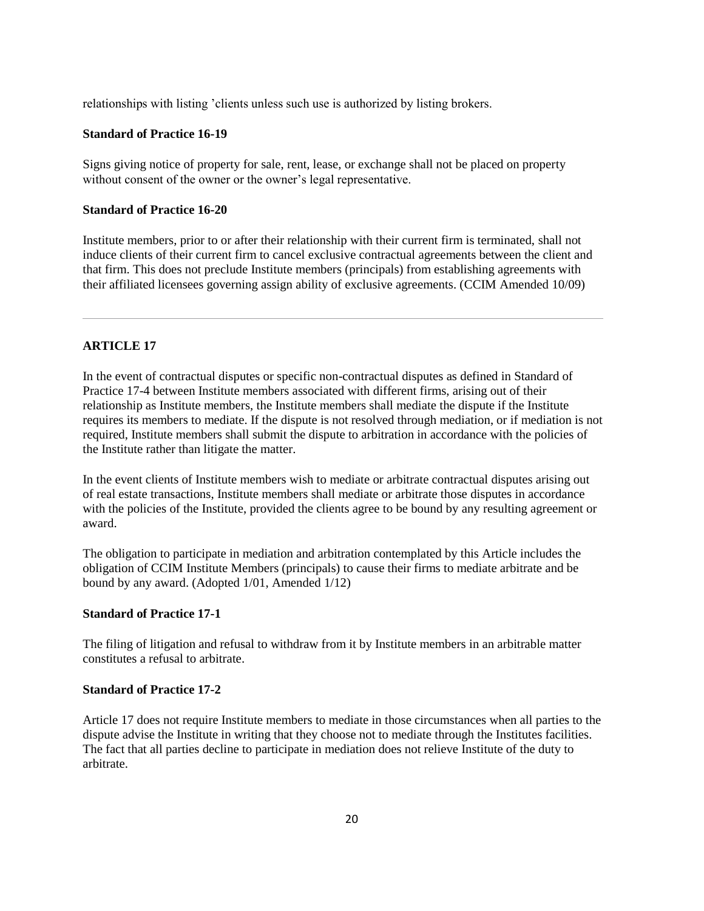relationships with listing 'clients unless such use is authorized by listing brokers.

**Standard of Practice 16-19**

Signs giving notice of property for sale, rent, lease, or exchange shall not be placed on property without consent of the owner or the owner's legal representative.

**Standard of Practice 16-20**

Institute members, prior to or after their relationship with their current firm is terminated, shall not induce clients of their current firm to cancel exclusive contractual agreements between the client and that firm. This does not preclude Institute members (principals) from establishing agreements with their affiliated licensees governing assign ability of exclusive agreements. (CCIM Amended 10/09)

---

**ARTICLE 17**

In the event of contractual disputes or specific non-contractual disputes as defined in Standard of Practice 17-4 between Institute members associated with different firms, arising out of their relationship as Institute members, the Institute members shall mediate the dispute if the Institute requires its members to mediate. If the dispute is not resolved through mediation, or if mediation is not required, Institute members shall submit the dispute to arbitration in accordance with the policies of the Institute rather than litigate the matter.

In the event clients of Institute members wish to mediate or arbitrate contractual disputes arising out of real estate transactions, Institute members shall mediate or arbitrate those disputes in accordance with the policies of the Institute, provided the clients agree to be bound by any resulting agreement or award.

The obligation to participate in mediation and arbitration contemplated by this Article includes the obligation of CCIM Institute Members (principals) to cause their firms to mediate arbitrate and be bound by any award. (Adopted 1/01, Amended 1/12)

**Standard of Practice 17-1**

The filing of litigation and refusal to withdraw from it by Institute members in an arbitrable matter constitutes a refusal to arbitrate.

**Standard of Practice 17-2**

Article 17 does not require Institute members to mediate in those circumstances when all parties to the dispute advise the Institute in writing that they choose not to mediate through the Institutes facilities. The fact that all parties decline to participate in mediation does not relieve Institute of the duty to arbitrate.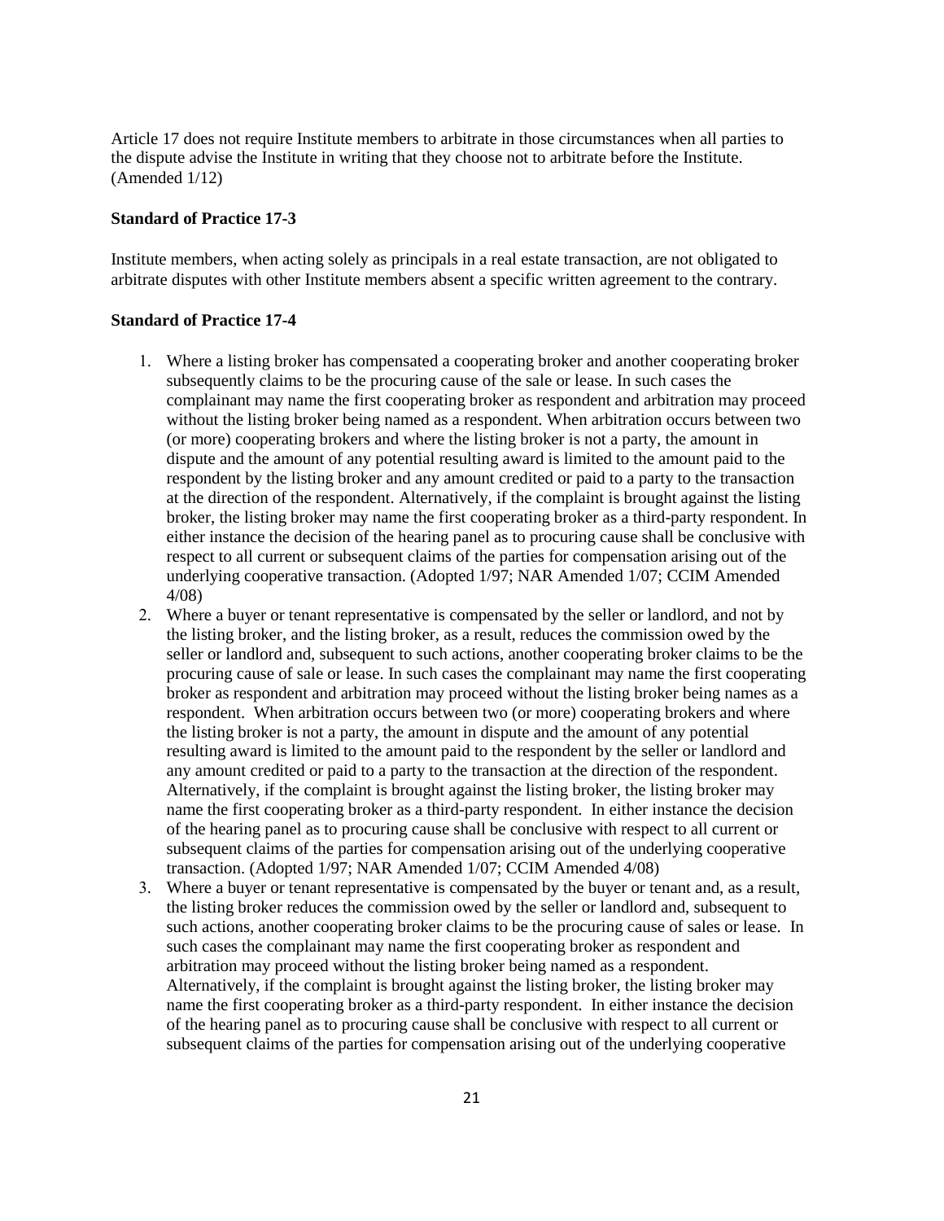Article 17 does not require Institute members to arbitrate in those circumstances when all parties to the dispute advise the Institute in writing that they choose not to arbitrate before the Institute. (Amended 1/12)

**Standard of Practice 17-3**

Institute members, when acting solely as principals in a real estate transaction, are not obligated to arbitrate disputes with other Institute members absent a specific written agreement to the contrary.

**Standard of Practice 17-4**

1. Where a listing broker has compensated a cooperating broker and another cooperating broker subsequently claims to be the procuring cause of the sale or lease. In such cases the complainant may name the first cooperating broker as respondent and arbitration may proceed without the listing broker being named as a respondent. When arbitration occurs between two (or more) cooperating brokers and where the listing broker is not a party, the amount in dispute and the amount of any potential resulting award is limited to the amount paid to the respondent by the listing broker and any amount credited or paid to a party to the transaction at the direction of the respondent. Alternatively, if the complaint is brought against the listing broker, the listing broker may name the first cooperating broker as a third-party respondent. In either instance the decision of the hearing panel as to procuring cause shall be conclusive with respect to all current or subsequent claims of the parties for compensation arising out of the underlying cooperative transaction. (Adopted 1/97; NAR Amended 1/07; CCIM Amended 4/08)
2. Where a buyer or tenant representative is compensated by the seller or landlord, and not by the listing broker, and the listing broker, as a result, reduces the commission owed by the seller or landlord and, subsequent to such actions, another cooperating broker claims to be the procuring cause of sale or lease. In such cases the complainant may name the first cooperating broker as respondent and arbitration may proceed without the listing broker being names as a respondent. When arbitration occurs between two (or more) cooperating brokers and where the listing broker is not a party, the amount in dispute and the amount of any potential resulting award is limited to the amount paid to the respondent by the seller or landlord and any amount credited or paid to a party to the transaction at the direction of the respondent. Alternatively, if the complaint is brought against the listing broker, the listing broker may name the first cooperating broker as a third-party respondent. In either instance the decision of the hearing panel as to procuring cause shall be conclusive with respect to all current or subsequent claims of the parties for compensation arising out of the underlying cooperative transaction. (Adopted 1/97; NAR Amended 1/07; CCIM Amended 4/08)
3. Where a buyer or tenant representative is compensated by the buyer or tenant and, as a result, the listing broker reduces the commission owed by the seller or landlord and, subsequent to such actions, another cooperating broker claims to be the procuring cause of sales or lease. In such cases the complainant may name the first cooperating broker as respondent and arbitration may proceed without the listing broker being named as a respondent. Alternatively, if the complaint is brought against the listing broker, the listing broker may name the first cooperating broker as a third-party respondent. In either instance the decision of the hearing panel as to procuring cause shall be conclusive with respect to all current or subsequent claims of the parties for compensation arising out of the underlying cooperative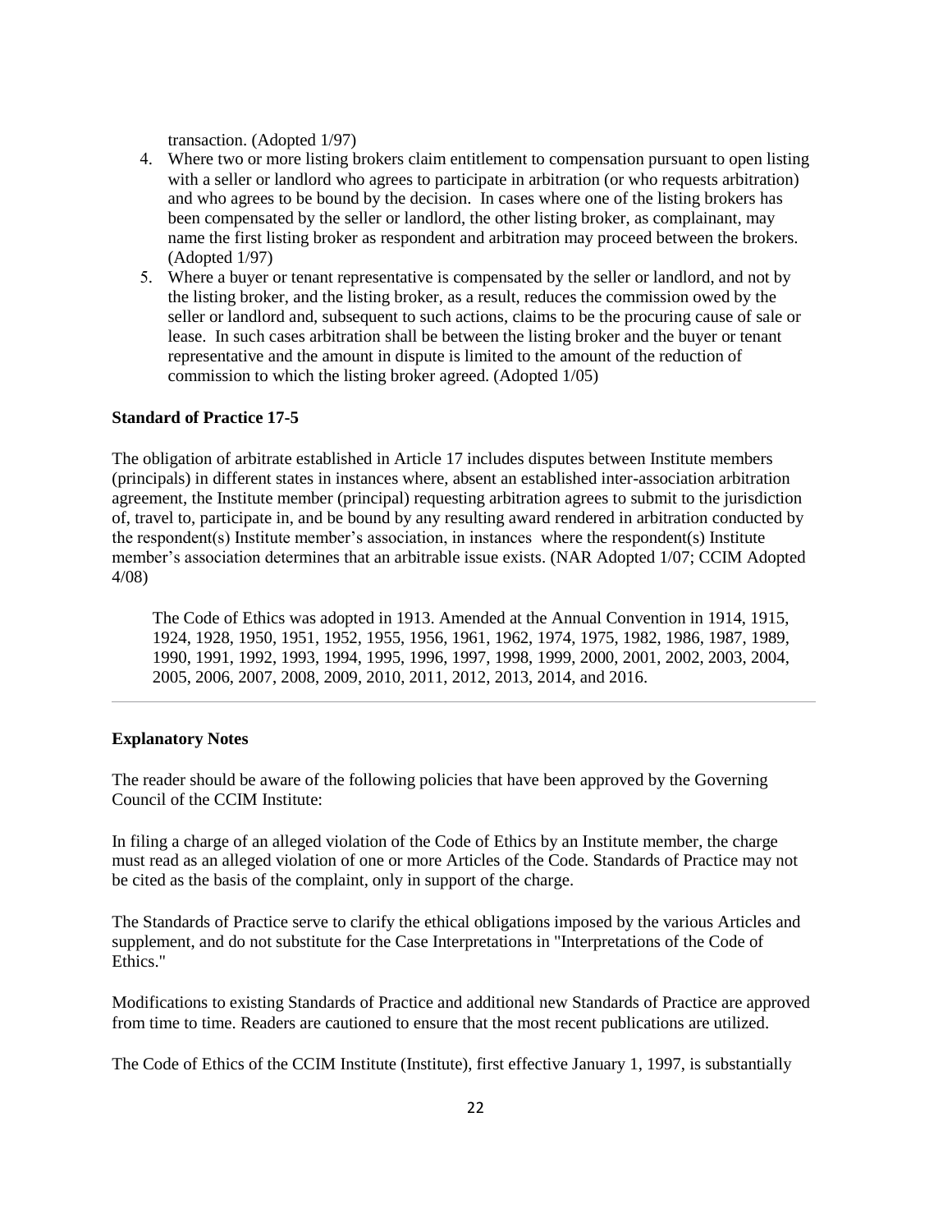transaction. (Adopted 1/97)

4. Where two or more listing brokers claim entitlement to compensation pursuant to open listing with a seller or landlord who agrees to participate in arbitration (or who requests arbitration) and who agrees to be bound by the decision. In cases where one of the listing brokers has been compensated by the seller or landlord, the other listing broker, as complainant, may name the first listing broker as respondent and arbitration may proceed between the brokers. (Adopted 1/97)
5. Where a buyer or tenant representative is compensated by the seller or landlord, and not by the listing broker, and the listing broker, as a result, reduces the commission owed by the seller or landlord and, subsequent to such actions, claims to be the procuring cause of sale or lease. In such cases arbitration shall be between the listing broker and the buyer or tenant representative and the amount in dispute is limited to the amount of the reduction of commission to which the listing broker agreed. (Adopted 1/05)

**Standard of Practice 17-5**

The obligation of arbitrate established in Article 17 includes disputes between Institute members (principals) in different states in instances where, absent an established inter-association arbitration agreement, the Institute member (principal) requesting arbitration agrees to submit to the jurisdiction of, travel to, participate in, and be bound by any resulting award rendered in arbitration conducted by the respondent(s) Institute member's association, in instances where the respondent(s) Institute member's association determines that an arbitrable issue exists. (NAR Adopted 1/07; CCIM Adopted 4/08)

The Code of Ethics was adopted in 1913. Amended at the Annual Convention in 1914, 1915, 1924, 1928, 1950, 1951, 1952, 1955, 1956, 1961, 1962, 1974, 1975, 1982, 1986, 1987, 1989, 1990, 1991, 1992, 1993, 1994, 1995, 1996, 1997, 1998, 1999, 2000, 2001, 2002, 2003, 2004, 2005, 2006, 2007, 2008, 2009, 2010, 2011, 2012, 2013, 2014, and 2016.

---

**Explanatory Notes**

The reader should be aware of the following policies that have been approved by the Governing Council of the CCIM Institute:

In filing a charge of an alleged violation of the Code of Ethics by an Institute member, the charge must read as an alleged violation of one or more Articles of the Code. Standards of Practice may not be cited as the basis of the complaint, only in support of the charge.

The Standards of Practice serve to clarify the ethical obligations imposed by the various Articles and supplement, and do not substitute for the Case Interpretations in "Interpretations of the Code of Ethics."

Modifications to existing Standards of Practice and additional new Standards of Practice are approved from time to time. Readers are cautioned to ensure that the most recent publications are utilized.

The Code of Ethics of the CCIM Institute (Institute), first effective January 1, 1997, is substantially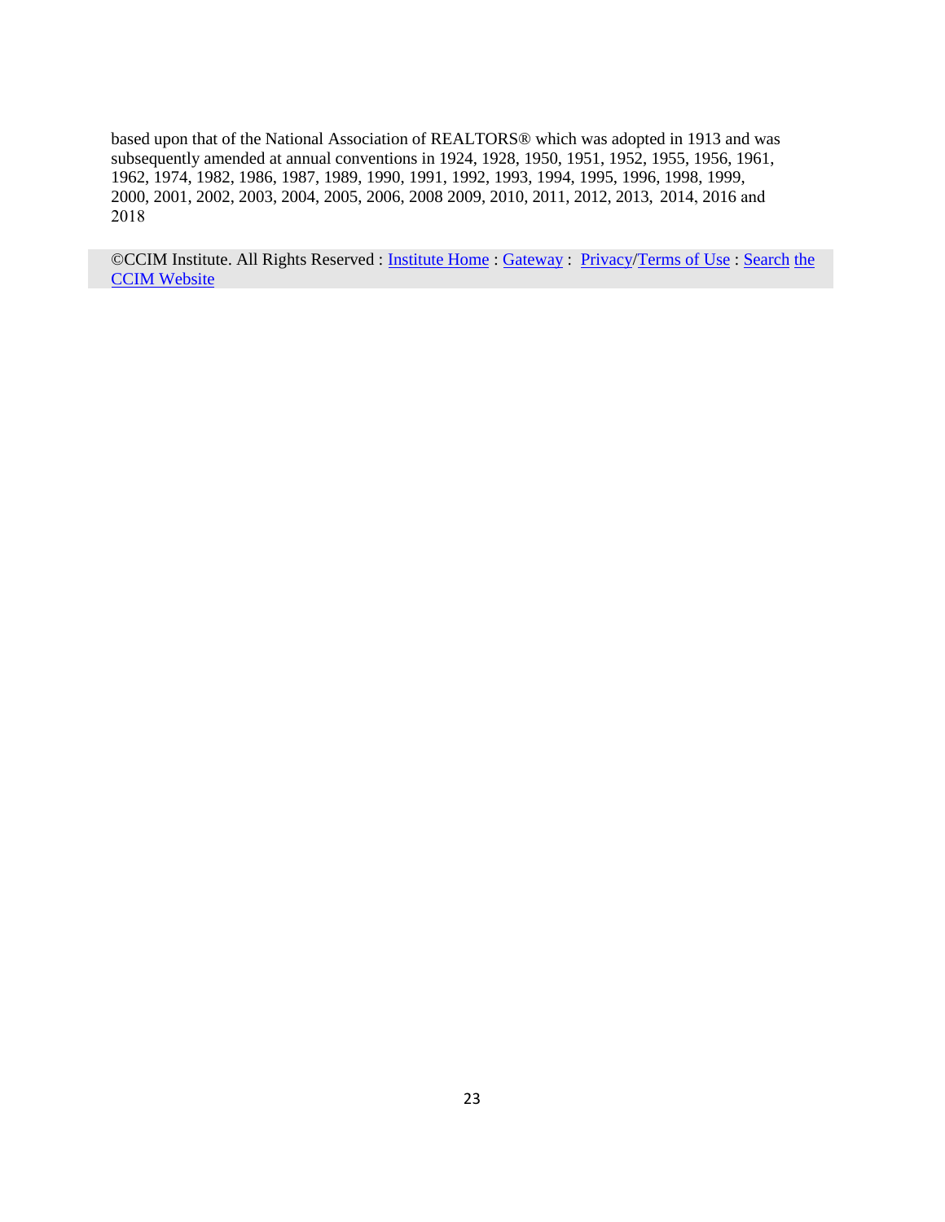based upon that of the National Association of REALTORS® which was adopted in 1913 and was subsequently amended at annual conventions in 1924, 1928, 1950, 1951, 1952, 1955, 1956, 1961, 1962, 1974, 1982, 1986, 1987, 1989, 1990, 1991, 1992, 1993, 1994, 1995, 1996, 1998, 1999, 2000, 2001, 2002, 2003, 2004, 2005, 2006, 2008 2009, 2010, 2011, 2012, 2013, 2014, 2016 and 2018

©CCIM Institute. All Rights Reserved : Institute Home : Gateway : Privacy/Terms of Use : Search the CCIM Website